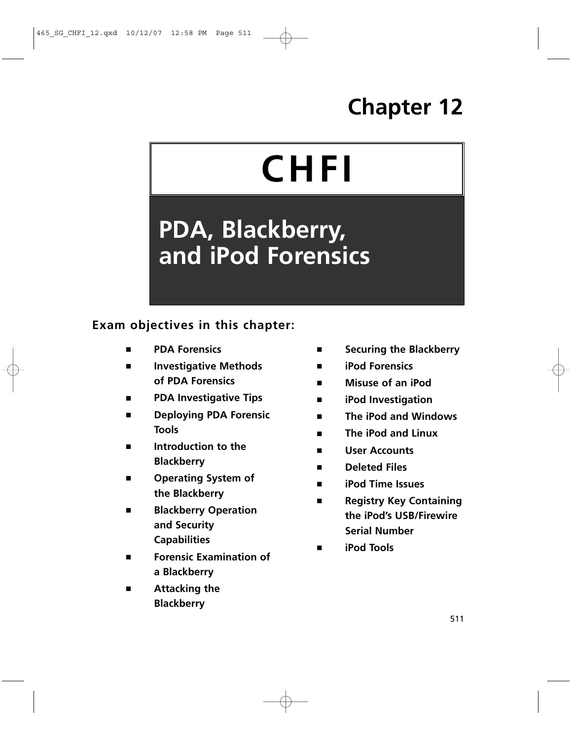# Chapter 12

# CHFI

## PDA, Blackberry, and iPod Forensics

### Exam objectives in this chapter:

- PDA Forensics
- Investigative Methods of PDA Forensics
- PDA Investigative Tips
- Deploying PDA Forensic Tools
- Introduction to the Blackberry
- Operating System of the Blackberry
- Blackberry Operation and Security Capabilities
- Forensic Examination of a Blackberry
- Attacking the Blackberry
- Securing the Blackberry
- iPod Forensics
- Misuse of an iPod
- iPod Investigation
- The iPod and Windows
- The iPod and Linux
- User Accounts
- Deleted Files
- iPod Time Issues
- Registry Key Containing the iPod's USB/Firewire Serial Number
- iPod Tools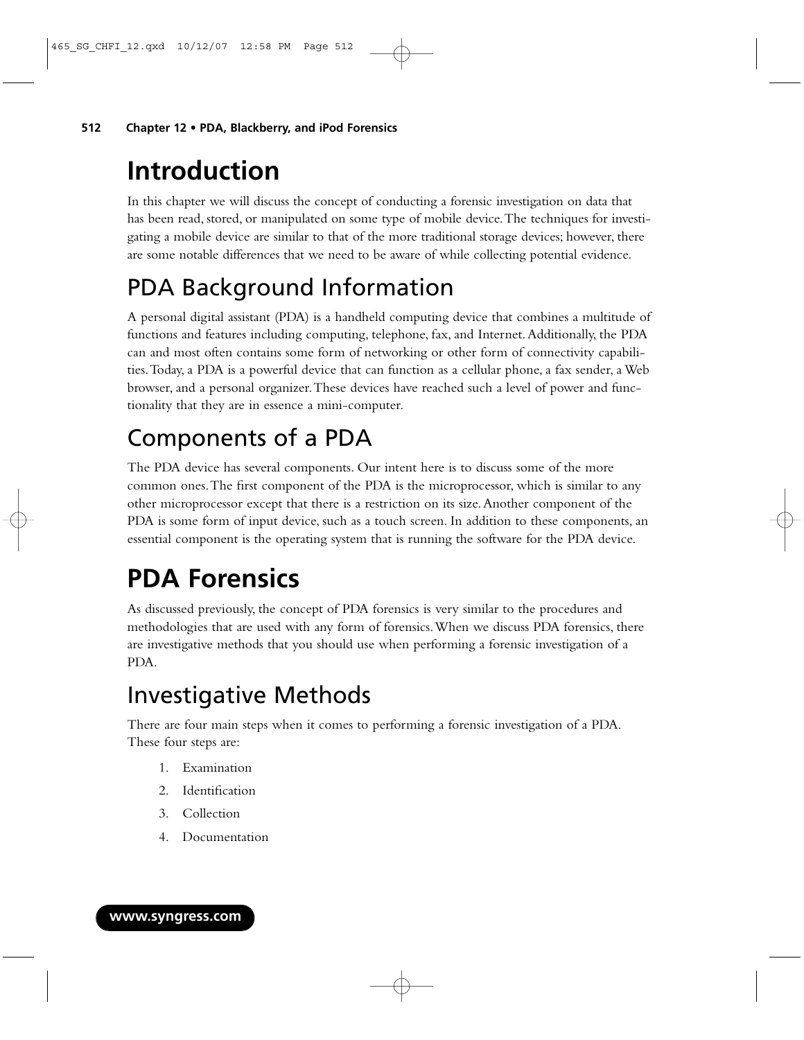# Introduction

In this chapter we will discuss the concept of conducting a forensic investigation on data that has been read, stored, or manipulated on some type of mobile device. The techniques for investigating a mobile device are similar to that of the more traditional storage devices; however, there are some notable differences that we need to be aware of while collecting potential evidence.

## PDA Background Information

A personal digital assistant (PDA) is a handheld computing device that combines a multitude of functions and features including computing, telephone, fax, and Internet. Additionally, the PDA can and most often contains some form of networking or other form of connectivity capabilities. Today, a PDA is a powerful device that can function as a cellular phone, a fax sender, a Web browser, and a personal organizer. These devices have reached such a level of power and functionality that they are in essence a mini-computer.

## Components of a PDA

The PDA device has several components. Our intent here is to discuss some of the more common ones. The first component of the PDA is the microprocessor, which is similar to any other microprocessor except that there is a restriction on its size. Another component of the PDA is some form of input device, such as a touch screen. In addition to these components, an essential component is the operating system that is running the software for the PDA device.

# PDA Forensics

As discussed previously, the concept of PDA forensics is very similar to the procedures and methodologies that are used with any form of forensics. When we discuss PDA forensics, there are investigative methods that you should use when performing a forensic investigation of a PDA.

## Investigative Methods

There are four main steps when it comes to performing a forensic investigation of a PDA. These four steps are:

1. Examination
2. Identification
3. Collection
4. Documentation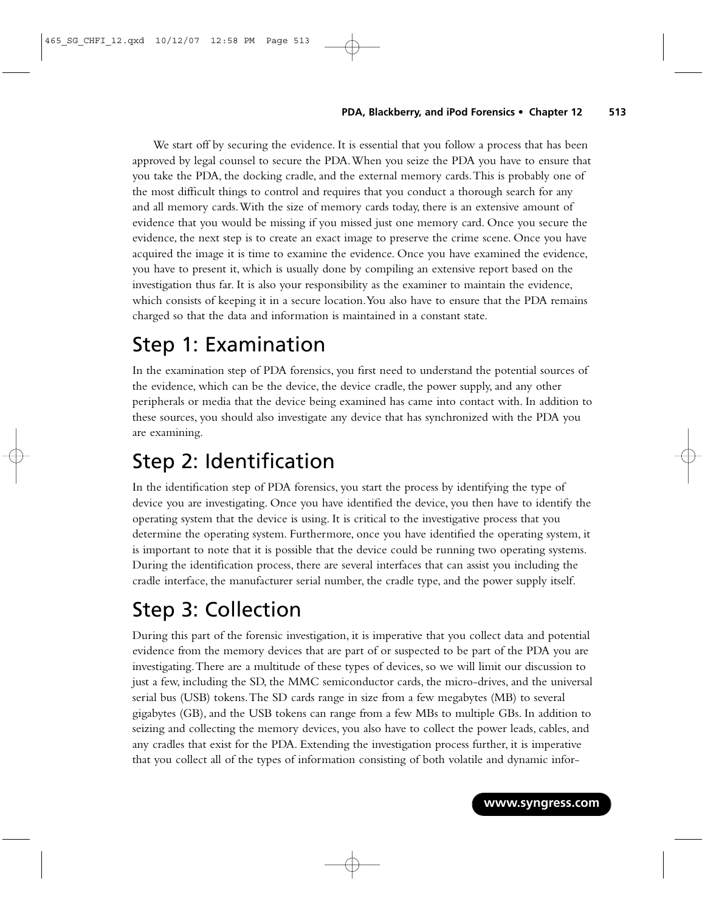We start off by securing the evidence. It is essential that you follow a process that has been approved by legal counsel to secure the PDA. When you seize the PDA you have to ensure that you take the PDA, the docking cradle, and the external memory cards. This is probably one of the most difficult things to control and requires that you conduct a thorough search for any and all memory cards. With the size of memory cards today, there is an extensive amount of evidence that you would be missing if you missed just one memory card. Once you secure the evidence, the next step is to create an exact image to preserve the crime scene. Once you have acquired the image it is time to examine the evidence. Once you have examined the evidence, you have to present it, which is usually done by compiling an extensive report based on the investigation thus far. It is also your responsibility as the examiner to maintain the evidence, which consists of keeping it in a secure location. You also have to ensure that the PDA remains charged so that the data and information is maintained in a constant state.

## Step 1: Examination

In the examination step of PDA forensics, you first need to understand the potential sources of the evidence, which can be the device, the device cradle, the power supply, and any other peripherals or media that the device being examined has came into contact with. In addition to these sources, you should also investigate any device that has synchronized with the PDA you are examining.

## Step 2: Identification

In the identification step of PDA forensics, you start the process by identifying the type of device you are investigating. Once you have identified the device, you then have to identify the operating system that the device is using. It is critical to the investigative process that you determine the operating system. Furthermore, once you have identified the operating system, it is important to note that it is possible that the device could be running two operating systems. During the identification process, there are several interfaces that can assist you including the cradle interface, the manufacturer serial number, the cradle type, and the power supply itself.

## Step 3: Collection

During this part of the forensic investigation, it is imperative that you collect data and potential evidence from the memory devices that are part of or suspected to be part of the PDA you are investigating. There are a multitude of these types of devices, so we will limit our discussion to just a few, including the SD, the MMC semiconductor cards, the micro-drives, and the universal serial bus (USB) tokens. The SD cards range in size from a few megabytes (MB) to several gigabytes (GB), and the USB tokens can range from a few MBs to multiple GBs. In addition to seizing and collecting the memory devices, you also have to collect the power leads, cables, and any cradles that exist for the PDA. Extending the investigation process further, it is imperative that you collect all of the types of information consisting of both volatile and dynamic infor-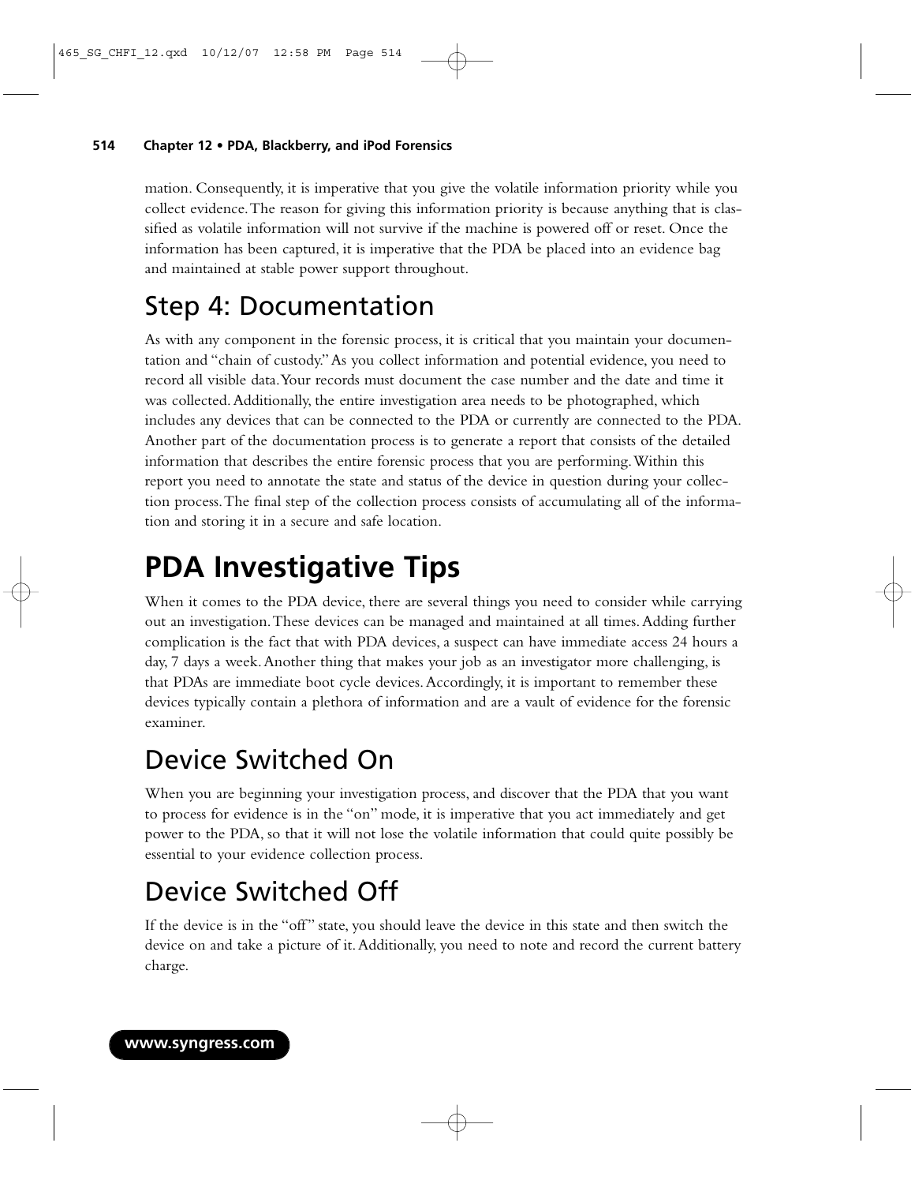mation. Consequently, it is imperative that you give the volatile information priority while you collect evidence. The reason for giving this information priority is because anything that is classified as volatile information will not survive if the machine is powered off or reset. Once the information has been captured, it is imperative that the PDA be placed into an evidence bag and maintained at stable power support throughout.

## Step 4: Documentation

As with any component in the forensic process, it is critical that you maintain your documentation and "chain of custody." As you collect information and potential evidence, you need to record all visible data. Your records must document the case number and the date and time it was collected. Additionally, the entire investigation area needs to be photographed, which includes any devices that can be connected to the PDA or currently are connected to the PDA. Another part of the documentation process is to generate a report that consists of the detailed information that describes the entire forensic process that you are performing. Within this report you need to annotate the state and status of the device in question during your collection process. The final step of the collection process consists of accumulating all of the information and storing it in a secure and safe location.

# PDA Investigative Tips

When it comes to the PDA device, there are several things you need to consider while carrying out an investigation. These devices can be managed and maintained at all times. Adding further complication is the fact that with PDA devices, a suspect can have immediate access 24 hours a day, 7 days a week. Another thing that makes your job as an investigator more challenging, is that PDAs are immediate boot cycle devices. Accordingly, it is important to remember these devices typically contain a plethora of information and are a vault of evidence for the forensic examiner.

## Device Switched On

When you are beginning your investigation process, and discover that the PDA that you want to process for evidence is in the "on" mode, it is imperative that you act immediately and get power to the PDA, so that it will not lose the volatile information that could quite possibly be essential to your evidence collection process.

## Device Switched Off

If the device is in the "off" state, you should leave the device in this state and then switch the device on and take a picture of it. Additionally, you need to note and record the current battery charge.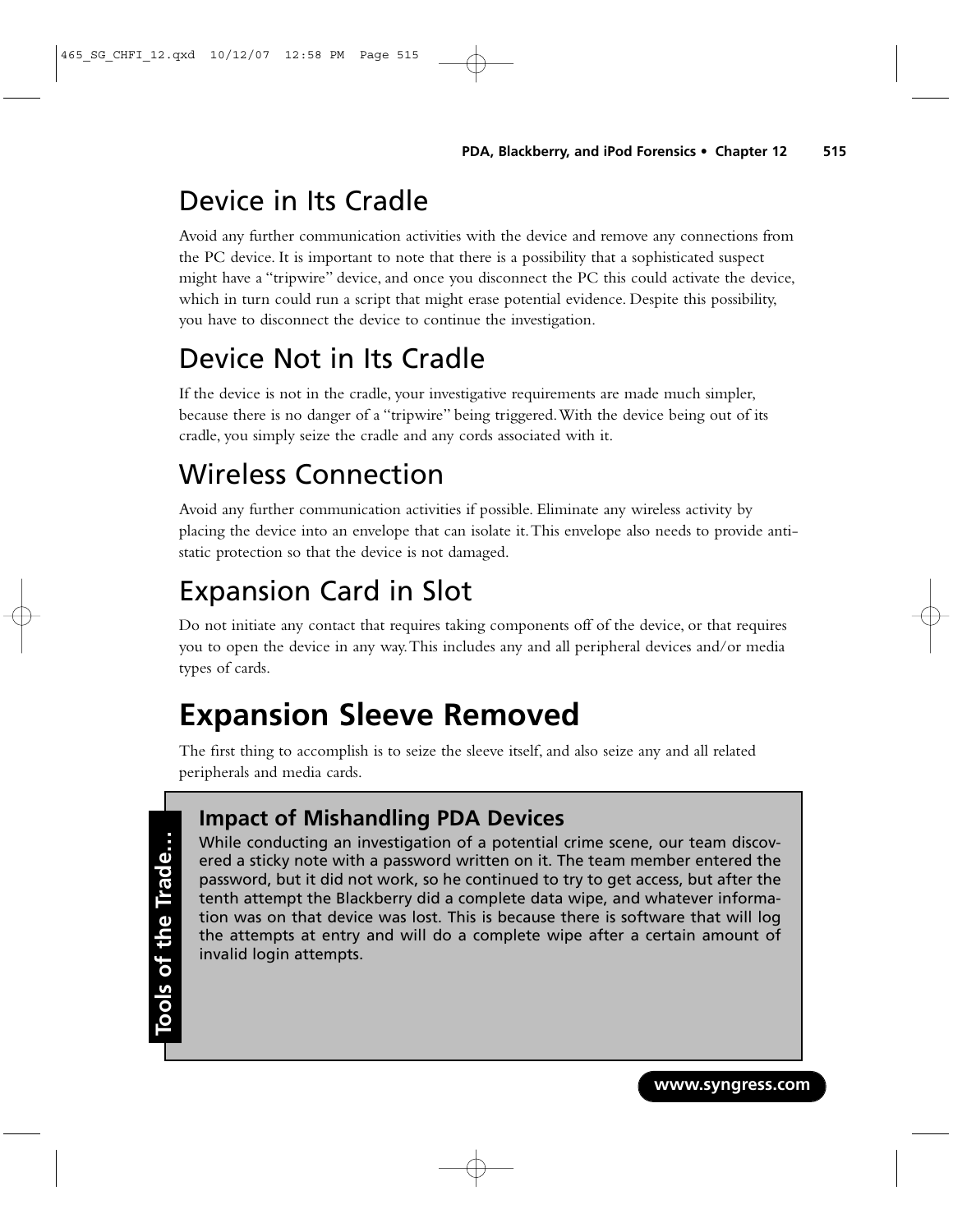## Device in Its Cradle

Avoid any further communication activities with the device and remove any connections from the PC device. It is important to note that there is a possibility that a sophisticated suspect might have a "tripwire" device, and once you disconnect the PC this could activate the device, which in turn could run a script that might erase potential evidence. Despite this possibility, you have to disconnect the device to continue the investigation.

## Device Not in Its Cradle

If the device is not in the cradle, your investigative requirements are made much simpler, because there is no danger of a "tripwire" being triggered. With the device being out of its cradle, you simply seize the cradle and any cords associated with it.

## Wireless Connection

Avoid any further communication activities if possible. Eliminate any wireless activity by placing the device into an envelope that can isolate it. This envelope also needs to provide anti-static protection so that the device is not damaged.

## Expansion Card in Slot

Do not initiate any contact that requires taking components off of the device, or that requires you to open the device in any way. This includes any and all peripheral devices and/or media types of cards.

# Expansion Sleeve Removed

The first thing to accomplish is to seize the sleeve itself, and also seize any and all related peripherals and media cards.

**Tools of the Trade…**

### Impact of Mishandling PDA Devices

While conducting an investigation of a potential crime scene, our team discovered a sticky note with a password written on it. The team member entered the password, but it did not work, so he continued to try to get access, but after the tenth attempt the Blackberry did a complete data wipe, and whatever information was on that device was lost. This is because there is software that will log the attempts at entry and will do a complete wipe after a certain amount of invalid login attempts.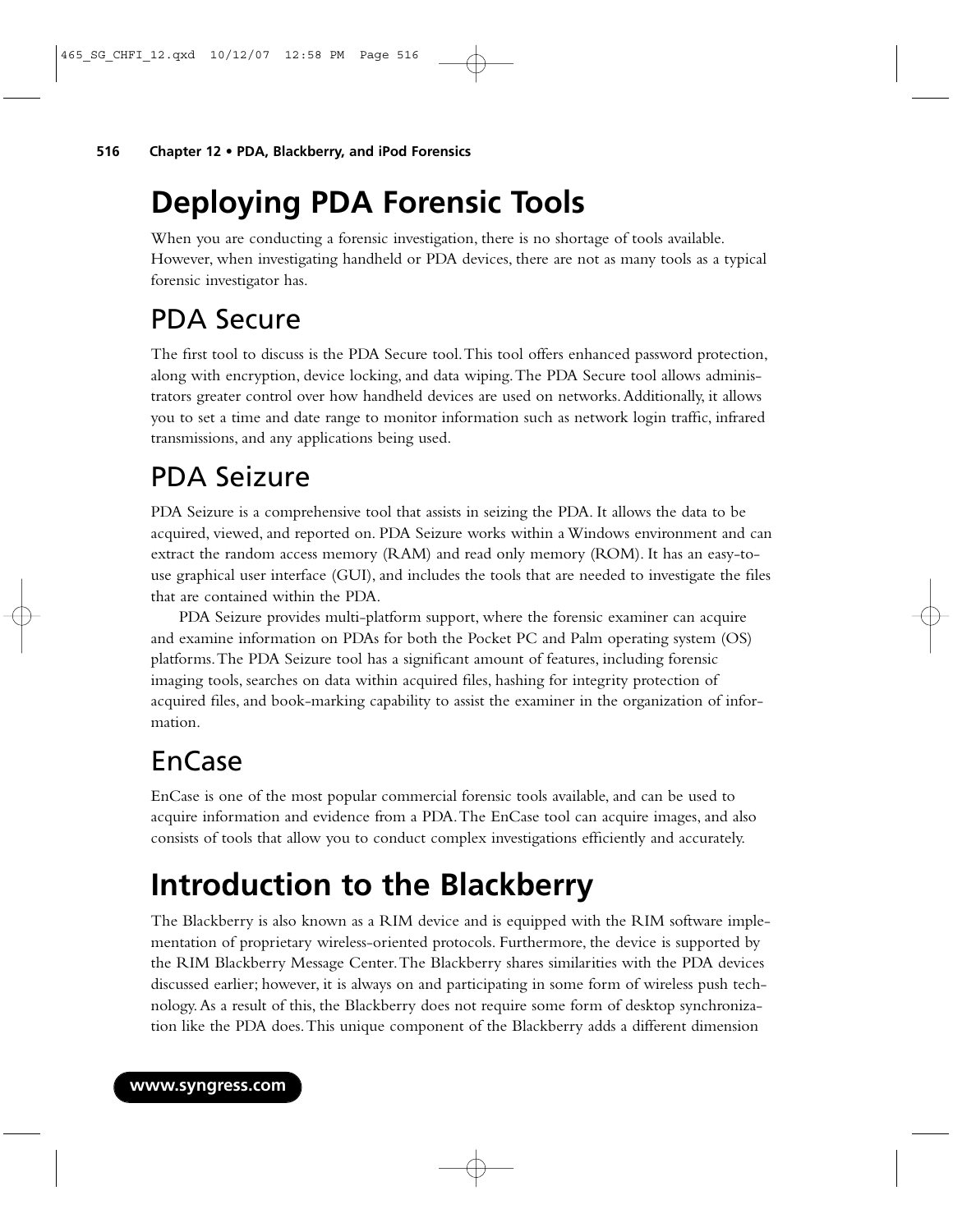# Deploying PDA Forensic Tools

When you are conducting a forensic investigation, there is no shortage of tools available. However, when investigating handheld or PDA devices, there are not as many tools as a typical forensic investigator has.

## PDA Secure

The first tool to discuss is the PDA Secure tool. This tool offers enhanced password protection, along with encryption, device locking, and data wiping. The PDA Secure tool allows administrators greater control over how handheld devices are used on networks. Additionally, it allows you to set a time and date range to monitor information such as network login traffic, infrared transmissions, and any applications being used.

## PDA Seizure

PDA Seizure is a comprehensive tool that assists in seizing the PDA. It allows the data to be acquired, viewed, and reported on. PDA Seizure works within a Windows environment and can extract the random access memory (RAM) and read only memory (ROM). It has an easy-to-use graphical user interface (GUI), and includes the tools that are needed to investigate the files that are contained within the PDA.

PDA Seizure provides multi-platform support, where the forensic examiner can acquire and examine information on PDAs for both the Pocket PC and Palm operating system (OS) platforms. The PDA Seizure tool has a significant amount of features, including forensic imaging tools, searches on data within acquired files, hashing for integrity protection of acquired files, and book-marking capability to assist the examiner in the organization of information.

## EnCase

EnCase is one of the most popular commercial forensic tools available, and can be used to acquire information and evidence from a PDA. The EnCase tool can acquire images, and also consists of tools that allow you to conduct complex investigations efficiently and accurately.

# Introduction to the Blackberry

The Blackberry is also known as a RIM device and is equipped with the RIM software implementation of proprietary wireless-oriented protocols. Furthermore, the device is supported by the RIM Blackberry Message Center. The Blackberry shares similarities with the PDA devices discussed earlier; however, it is always on and participating in some form of wireless push technology. As a result of this, the Blackberry does not require some form of desktop synchronization like the PDA does. This unique component of the Blackberry adds a different dimension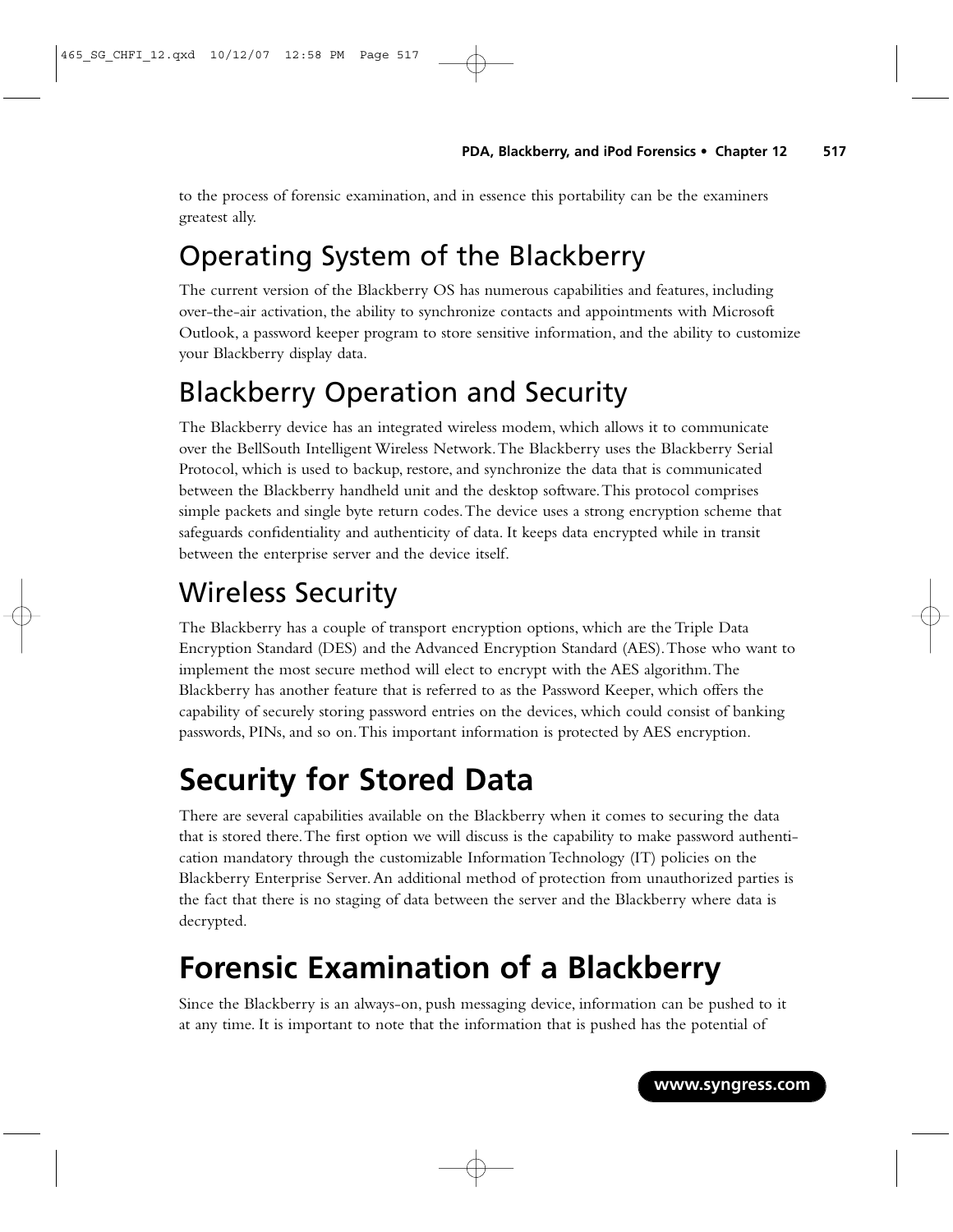to the process of forensic examination, and in essence this portability can be the examiners greatest ally.

## Operating System of the Blackberry

The current version of the Blackberry OS has numerous capabilities and features, including over-the-air activation, the ability to synchronize contacts and appointments with Microsoft Outlook, a password keeper program to store sensitive information, and the ability to customize your Blackberry display data.

## Blackberry Operation and Security

The Blackberry device has an integrated wireless modem, which allows it to communicate over the BellSouth Intelligent Wireless Network. The Blackberry uses the Blackberry Serial Protocol, which is used to backup, restore, and synchronize the data that is communicated between the Blackberry handheld unit and the desktop software. This protocol comprises simple packets and single byte return codes. The device uses a strong encryption scheme that safeguards confidentiality and authenticity of data. It keeps data encrypted while in transit between the enterprise server and the device itself.

## Wireless Security

The Blackberry has a couple of transport encryption options, which are the Triple Data Encryption Standard (DES) and the Advanced Encryption Standard (AES). Those who want to implement the most secure method will elect to encrypt with the AES algorithm. The Blackberry has another feature that is referred to as the Password Keeper, which offers the capability of securely storing password entries on the devices, which could consist of banking passwords, PINs, and so on. This important information is protected by AES encryption.

# Security for Stored Data

There are several capabilities available on the Blackberry when it comes to securing the data that is stored there. The first option we will discuss is the capability to make password authentication mandatory through the customizable Information Technology (IT) policies on the Blackberry Enterprise Server. An additional method of protection from unauthorized parties is the fact that there is no staging of data between the server and the Blackberry where data is decrypted.

# Forensic Examination of a Blackberry

Since the Blackberry is an always-on, push messaging device, information can be pushed to it at any time. It is important to note that the information that is pushed has the potential of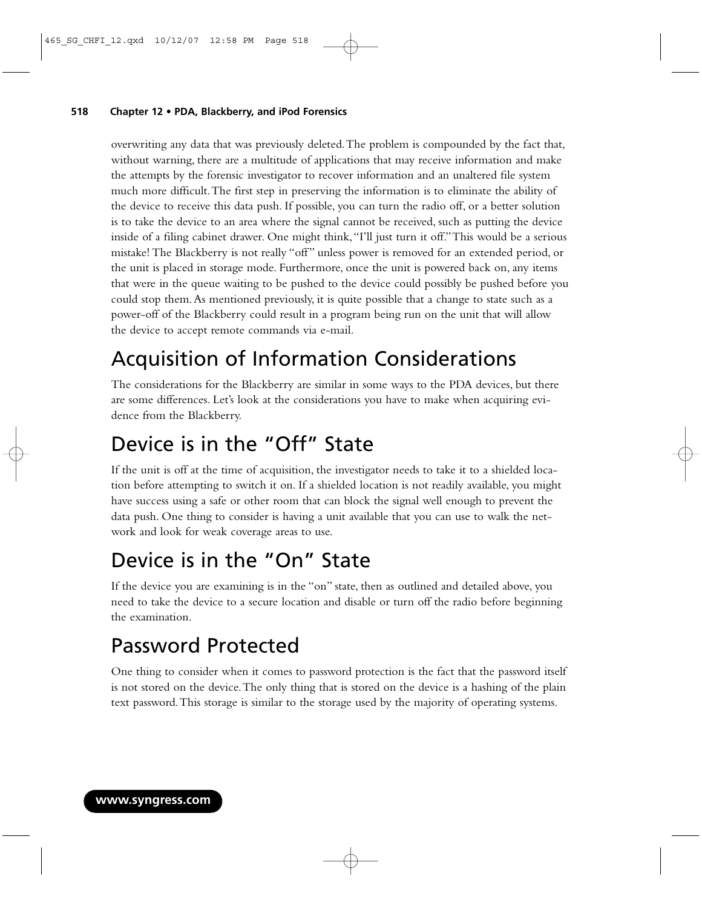overwriting any data that was previously deleted. The problem is compounded by the fact that, without warning, there are a multitude of applications that may receive information and make the attempts by the forensic investigator to recover information and an unaltered file system much more difficult. The first step in preserving the information is to eliminate the ability of the device to receive this data push. If possible, you can turn the radio off, or a better solution is to take the device to an area where the signal cannot be received, such as putting the device inside of a filing cabinet drawer. One might think, "I'll just turn it off." This would be a serious mistake! The Blackberry is not really "off" unless power is removed for an extended period, or the unit is placed in storage mode. Furthermore, once the unit is powered back on, any items that were in the queue waiting to be pushed to the device could possibly be pushed before you could stop them. As mentioned previously, it is quite possible that a change to state such as a power-off of the Blackberry could result in a program being run on the unit that will allow the device to accept remote commands via e-mail.

## Acquisition of Information Considerations

The considerations for the Blackberry are similar in some ways to the PDA devices, but there are some differences. Let's look at the considerations you have to make when acquiring evidence from the Blackberry.

## Device is in the "Off" State

If the unit is off at the time of acquisition, the investigator needs to take it to a shielded location before attempting to switch it on. If a shielded location is not readily available, you might have success using a safe or other room that can block the signal well enough to prevent the data push. One thing to consider is having a unit available that you can use to walk the network and look for weak coverage areas to use.

## Device is in the "On" State

If the device you are examining is in the "on" state, then as outlined and detailed above, you need to take the device to a secure location and disable or turn off the radio before beginning the examination.

## Password Protected

One thing to consider when it comes to password protection is the fact that the password itself is not stored on the device. The only thing that is stored on the device is a hashing of the plain text password. This storage is similar to the storage used by the majority of operating systems.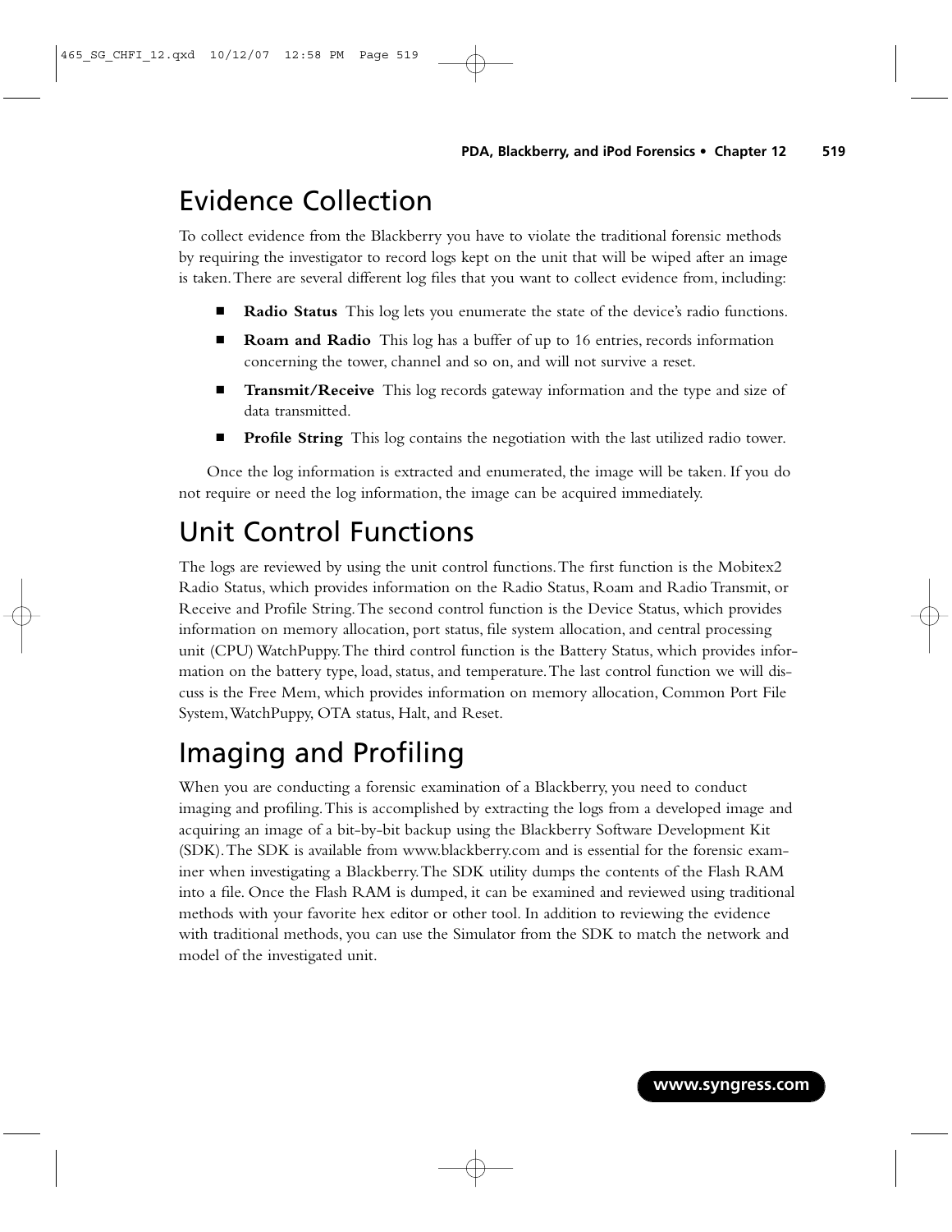## Evidence Collection

To collect evidence from the Blackberry you have to violate the traditional forensic methods by requiring the investigator to record logs kept on the unit that will be wiped after an image is taken. There are several different log files that you want to collect evidence from, including:

- **Radio Status** This log lets you enumerate the state of the device's radio functions.
- **Roam and Radio** This log has a buffer of up to 16 entries, records information concerning the tower, channel and so on, and will not survive a reset.
- **Transmit/Receive** This log records gateway information and the type and size of data transmitted.
- **Profile String** This log contains the negotiation with the last utilized radio tower.

Once the log information is extracted and enumerated, the image will be taken. If you do not require or need the log information, the image can be acquired immediately.

## Unit Control Functions

The logs are reviewed by using the unit control functions. The first function is the Mobitex2 Radio Status, which provides information on the Radio Status, Roam and Radio Transmit, or Receive and Profile String. The second control function is the Device Status, which provides information on memory allocation, port status, file system allocation, and central processing unit (CPU) WatchPuppy. The third control function is the Battery Status, which provides information on the battery type, load, status, and temperature. The last control function we will discuss is the Free Mem, which provides information on memory allocation, Common Port File System, WatchPuppy, OTA status, Halt, and Reset.

## Imaging and Profiling

When you are conducting a forensic examination of a Blackberry, you need to conduct imaging and profiling. This is accomplished by extracting the logs from a developed image and acquiring an image of a bit-by-bit backup using the Blackberry Software Development Kit (SDK). The SDK is available from www.blackberry.com and is essential for the forensic examiner when investigating a Blackberry. The SDK utility dumps the contents of the Flash RAM into a file. Once the Flash RAM is dumped, it can be examined and reviewed using traditional methods with your favorite hex editor or other tool. In addition to reviewing the evidence with traditional methods, you can use the Simulator from the SDK to match the network and model of the investigated unit.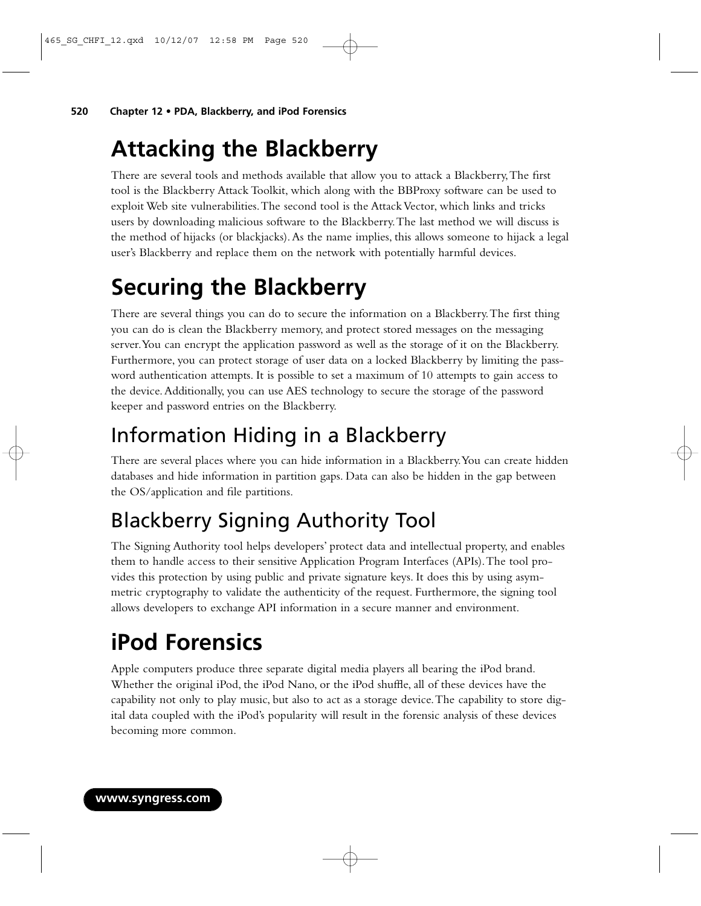# Attacking the Blackberry

There are several tools and methods available that allow you to attack a Blackberry,The first tool is the Blackberry Attack Toolkit, which along with the BBProxy software can be used to exploit Web site vulnerabilities.The second tool is the Attack Vector, which links and tricks users by downloading malicious software to the Blackberry.The last method we will discuss is the method of hijacks (or blackjacks).As the name implies, this allows someone to hijack a legal user's Blackberry and replace them on the network with potentially harmful devices.

# Securing the Blackberry

There are several things you can do to secure the information on a Blackberry.The first thing you can do is clean the Blackberry memory, and protect stored messages on the messaging server.You can encrypt the application password as well as the storage of it on the Blackberry. Furthermore, you can protect storage of user data on a locked Blackberry by limiting the password authentication attempts. It is possible to set a maximum of 10 attempts to gain access to the device. Additionally, you can use AES technology to secure the storage of the password keeper and password entries on the Blackberry.

## Information Hiding in a Blackberry

There are several places where you can hide information in a Blackberry.You can create hidden databases and hide information in partition gaps. Data can also be hidden in the gap between the OS/application and file partitions.

## Blackberry Signing Authority Tool

The Signing Authority tool helps developers' protect data and intellectual property, and enables them to handle access to their sensitive Application Program Interfaces (APIs).The tool provides this protection by using public and private signature keys. It does this by using asymmetric cryptography to validate the authenticity of the request. Furthermore, the signing tool allows developers to exchange API information in a secure manner and environment.

# iPod Forensics

Apple computers produce three separate digital media players all bearing the iPod brand. Whether the original iPod, the iPod Nano, or the iPod shuffle, all of these devices have the capability not only to play music, but also to act as a storage device.The capability to store digital data coupled with the iPod's popularity will result in the forensic analysis of these devices becoming more common.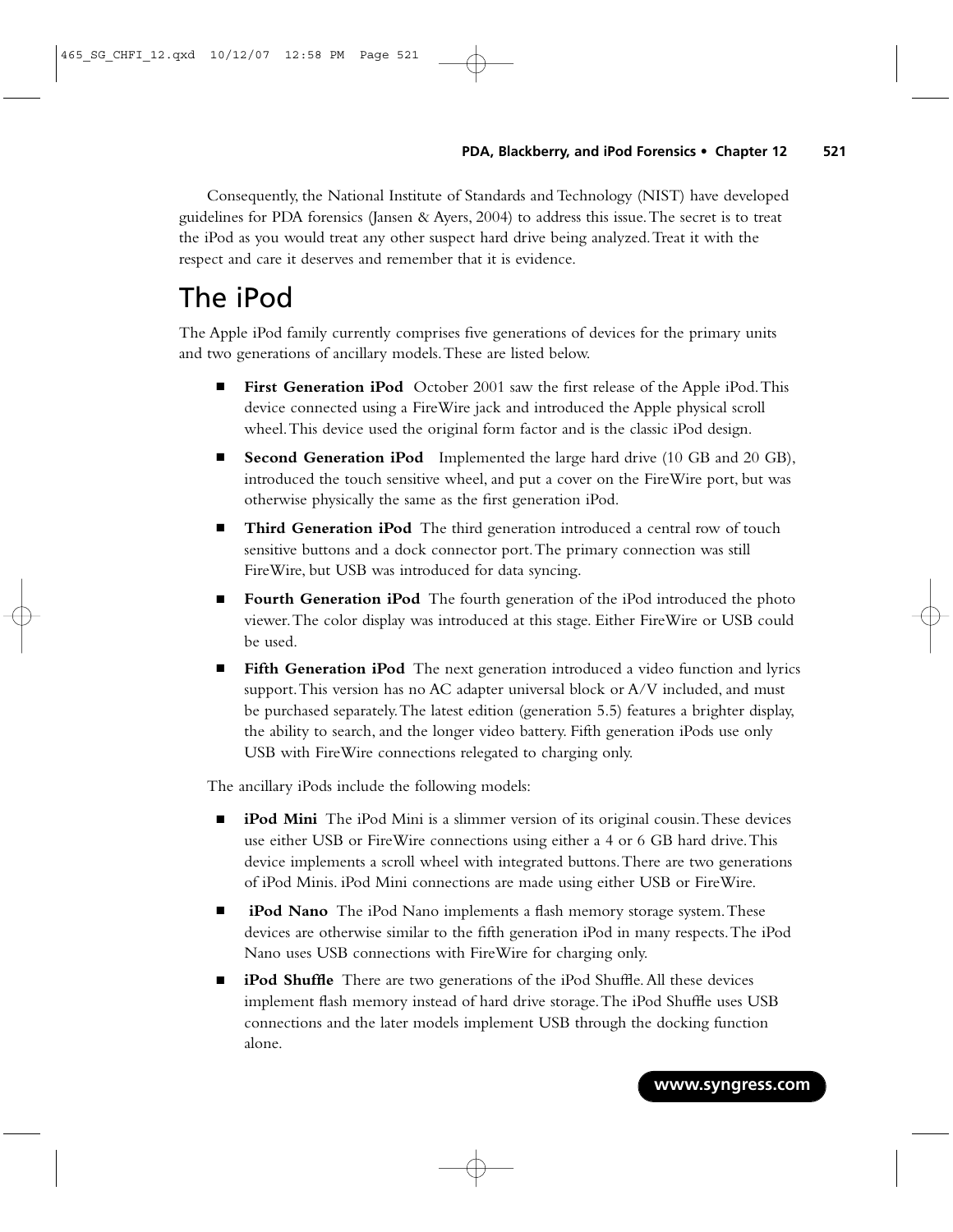Consequently, the National Institute of Standards and Technology (NIST) have developed guidelines for PDA forensics (Jansen & Ayers, 2004) to address this issue. The secret is to treat the iPod as you would treat any other suspect hard drive being analyzed. Treat it with the respect and care it deserves and remember that it is evidence.

# The iPod

The Apple iPod family currently comprises five generations of devices for the primary units and two generations of ancillary models. These are listed below.

- **First Generation iPod** October 2001 saw the first release of the Apple iPod. This device connected using a FireWire jack and introduced the Apple physical scroll wheel. This device used the original form factor and is the classic iPod design.
- **Second Generation iPod** Implemented the large hard drive (10 GB and 20 GB), introduced the touch sensitive wheel, and put a cover on the FireWire port, but was otherwise physically the same as the first generation iPod.
- **Third Generation iPod** The third generation introduced a central row of touch sensitive buttons and a dock connector port. The primary connection was still FireWire, but USB was introduced for data syncing.
- **Fourth Generation iPod** The fourth generation of the iPod introduced the photo viewer. The color display was introduced at this stage. Either FireWire or USB could be used.
- **Fifth Generation iPod** The next generation introduced a video function and lyrics support. This version has no AC adapter universal block or A/V included, and must be purchased separately. The latest edition (generation 5.5) features a brighter display, the ability to search, and the longer video battery. Fifth generation iPods use only USB with FireWire connections relegated to charging only.

The ancillary iPods include the following models:

- **iPod Mini** The iPod Mini is a slimmer version of its original cousin. These devices use either USB or FireWire connections using either a 4 or 6 GB hard drive. This device implements a scroll wheel with integrated buttons. There are two generations of iPod Minis. iPod Mini connections are made using either USB or FireWire.
- **iPod Nano** The iPod Nano implements a flash memory storage system. These devices are otherwise similar to the fifth generation iPod in many respects. The iPod Nano uses USB connections with FireWire for charging only.
- **iPod Shuffle** There are two generations of the iPod Shuffle. All these devices implement flash memory instead of hard drive storage. The iPod Shuffle uses USB connections and the later models implement USB through the docking function alone.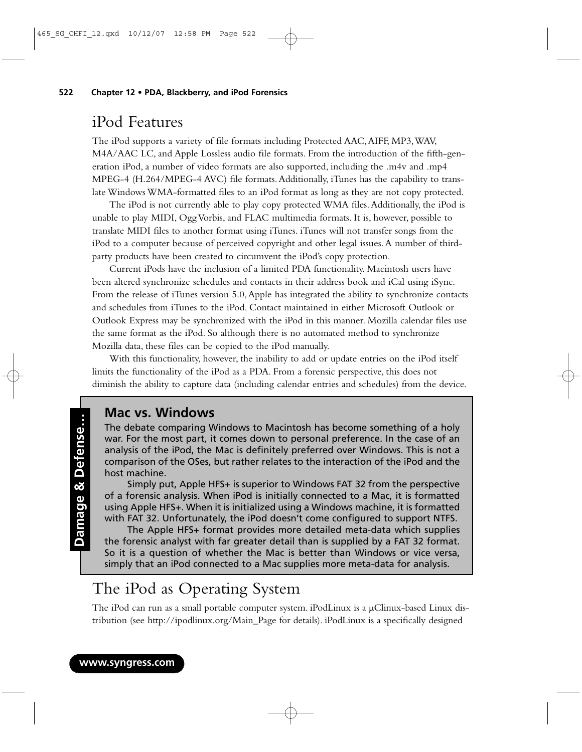## iPod Features

The iPod supports a variety of file formats including Protected AAC, AIFF, MP3, WAV, M4A/AAC LC, and Apple Lossless audio file formats. From the introduction of the fifth-generation iPod, a number of video formats are also supported, including the .m4v and .mp4 MPEG-4 (H.264/MPEG-4 AVC) file formats. Additionally, iTunes has the capability to translate Windows WMA-formatted files to an iPod format as long as they are not copy protected.

The iPod is not currently able to play copy protected WMA files. Additionally, the iPod is unable to play MIDI, Ogg Vorbis, and FLAC multimedia formats. It is, however, possible to translate MIDI files to another format using iTunes. iTunes will not transfer songs from the iPod to a computer because of perceived copyright and other legal issues. A number of third-party products have been created to circumvent the iPod's copy protection.

Current iPods have the inclusion of a limited PDA functionality. Macintosh users have been altered synchronize schedules and contacts in their address book and iCal using iSync. From the release of iTunes version 5.0, Apple has integrated the ability to synchronize contacts and schedules from iTunes to the iPod. Contact maintained in either Microsoft Outlook or Outlook Express may be synchronized with the iPod in this manner. Mozilla calendar files use the same format as the iPod. So although there is no automated method to synchronize Mozilla data, these files can be copied to the iPod manually.

With this functionality, however, the inability to add or update entries on the iPod itself limits the functionality of the iPod as a PDA. From a forensic perspective, this does not diminish the ability to capture data (including calendar entries and schedules) from the device.

**Damage & Defense…**

### Mac vs. Windows

The debate comparing Windows to Macintosh has become something of a holy war. For the most part, it comes down to personal preference. In the case of an analysis of the iPod, the Mac is definitely preferred over Windows. This is not a comparison of the OSes, but rather relates to the interaction of the iPod and the host machine.

Simply put, Apple HFS+ is superior to Windows FAT 32 from the perspective of a forensic analysis. When iPod is initially connected to a Mac, it is formatted using Apple HFS+. When it is initialized using a Windows machine, it is formatted with FAT 32. Unfortunately, the iPod doesn't come configured to support NTFS.

The Apple HFS+ format provides more detailed meta-data which supplies the forensic analyst with far greater detail than is supplied by a FAT 32 format. So it is a question of whether the Mac is better than Windows or vice versa, simply that an iPod connected to a Mac supplies more meta-data for analysis.

## The iPod as Operating System

The iPod can run as a small portable computer system. iPodLinux is a μClinux-based Linux distribution (see http://ipodlinux.org/Main_Page for details). iPodLinux is a specifically designed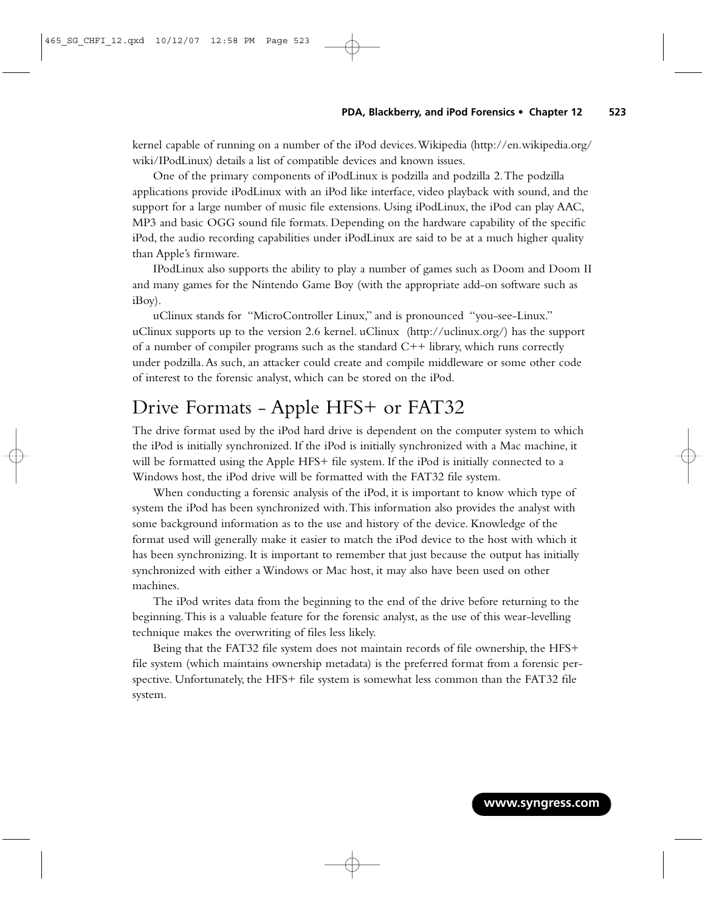kernel capable of running on a number of the iPod devices. Wikipedia (http://en.wikipedia.org/wiki/IPodLinux) details a list of compatible devices and known issues.

One of the primary components of iPodLinux is podzilla and podzilla 2. The podzilla applications provide iPodLinux with an iPod like interface, video playback with sound, and the support for a large number of music file extensions. Using iPodLinux, the iPod can play AAC, MP3 and basic OGG sound file formats. Depending on the hardware capability of the specific iPod, the audio recording capabilities under iPodLinux are said to be at a much higher quality than Apple's firmware.

IPodLinux also supports the ability to play a number of games such as Doom and Doom II and many games for the Nintendo Game Boy (with the appropriate add-on software such as iBoy).

uClinux stands for "MicroController Linux," and is pronounced "you-see-Linux." uClinux supports up to the version 2.6 kernel. uClinux (http://uclinux.org/) has the support of a number of compiler programs such as the standard C++ library, which runs correctly under podzilla. As such, an attacker could create and compile middleware or some other code of interest to the forensic analyst, which can be stored on the iPod.

## Drive Formats - Apple HFS+ or FAT32

The drive format used by the iPod hard drive is dependent on the computer system to which the iPod is initially synchronized. If the iPod is initially synchronized with a Mac machine, it will be formatted using the Apple HFS+ file system. If the iPod is initially connected to a Windows host, the iPod drive will be formatted with the FAT32 file system.

When conducting a forensic analysis of the iPod, it is important to know which type of system the iPod has been synchronized with. This information also provides the analyst with some background information as to the use and history of the device. Knowledge of the format used will generally make it easier to match the iPod device to the host with which it has been synchronizing. It is important to remember that just because the output has initially synchronized with either a Windows or Mac host, it may also have been used on other machines.

The iPod writes data from the beginning to the end of the drive before returning to the beginning. This is a valuable feature for the forensic analyst, as the use of this wear-levelling technique makes the overwriting of files less likely.

Being that the FAT32 file system does not maintain records of file ownership, the HFS+ file system (which maintains ownership metadata) is the preferred format from a forensic perspective. Unfortunately, the HFS+ file system is somewhat less common than the FAT32 file system.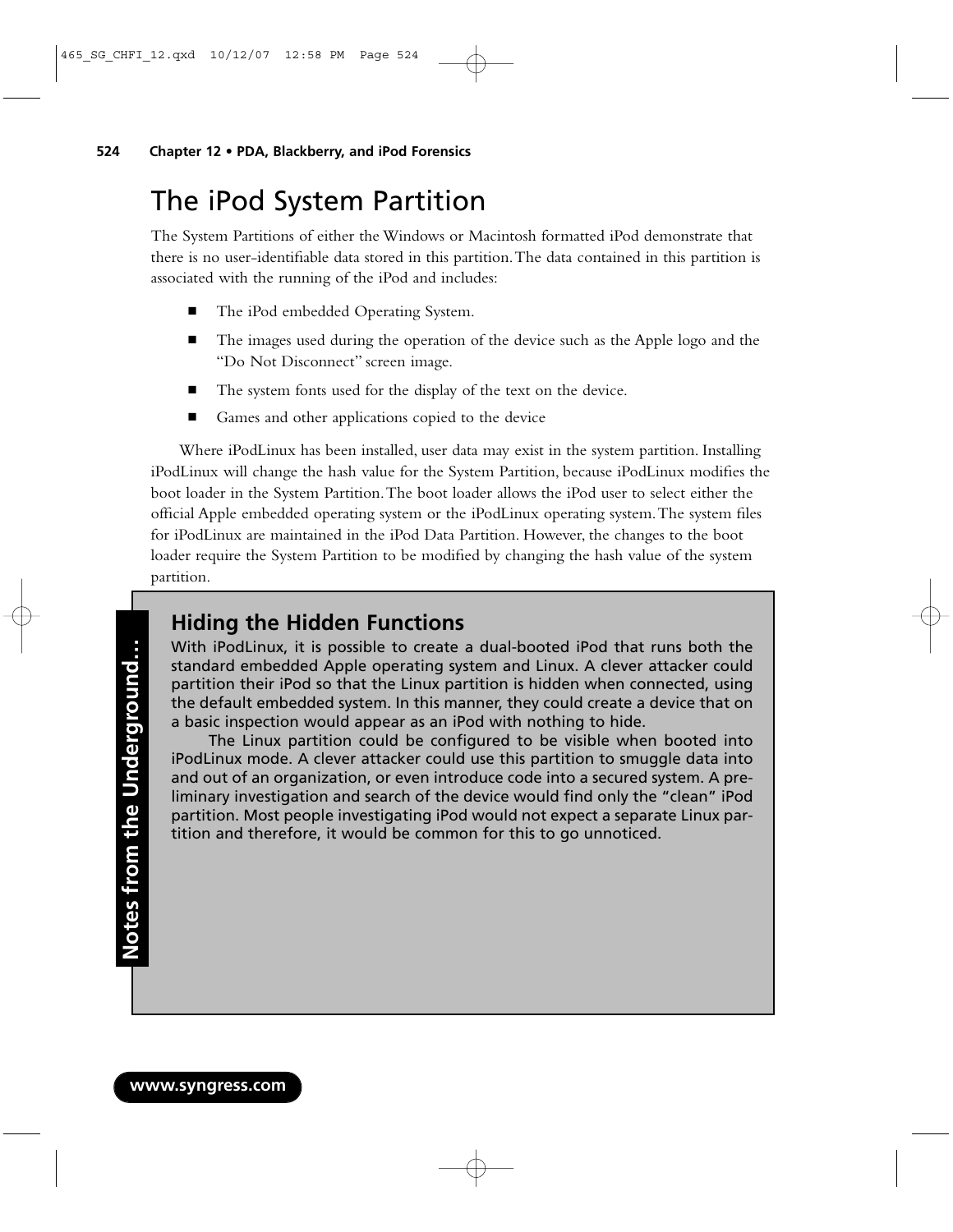# The iPod System Partition

The System Partitions of either the Windows or Macintosh formatted iPod demonstrate that there is no user-identifiable data stored in this partition. The data contained in this partition is associated with the running of the iPod and includes:

- The iPod embedded Operating System.
- The images used during the operation of the device such as the Apple logo and the "Do Not Disconnect" screen image.
- The system fonts used for the display of the text on the device.
- Games and other applications copied to the device

Where iPodLinux has been installed, user data may exist in the system partition. Installing iPodLinux will change the hash value for the System Partition, because iPodLinux modifies the boot loader in the System Partition. The boot loader allows the iPod user to select either the official Apple embedded operating system or the iPodLinux operating system. The system files for iPodLinux are maintained in the iPod Data Partition. However, the changes to the boot loader require the System Partition to be modified by changing the hash value of the system partition.

**Notes from the Underground…**

## Hiding the Hidden Functions

With iPodLinux, it is possible to create a dual-booted iPod that runs both the standard embedded Apple operating system and Linux. A clever attacker could partition their iPod so that the Linux partition is hidden when connected, using the default embedded system. In this manner, they could create a device that on a basic inspection would appear as an iPod with nothing to hide.

The Linux partition could be configured to be visible when booted into iPodLinux mode. A clever attacker could use this partition to smuggle data into and out of an organization, or even introduce code into a secured system. A preliminary investigation and search of the device would find only the "clean" iPod partition. Most people investigating iPod would not expect a separate Linux partition and therefore, it would be common for this to go unnoticed.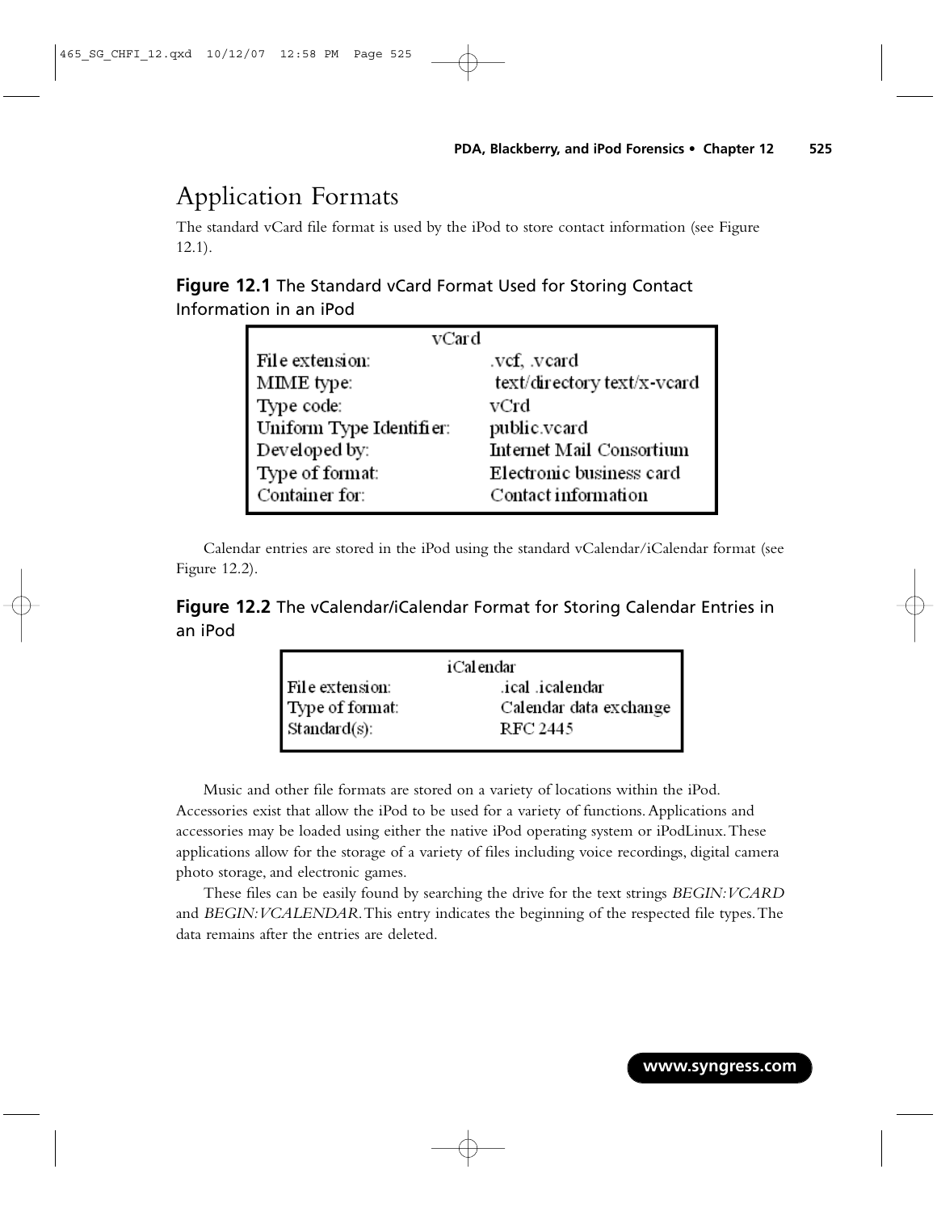# Application Formats

The standard vCard file format is used by the iPod to store contact information (see Figure 12.1).

**Figure 12.1** The Standard vCard Format Used for Storing Contact Information in an iPod

| vCard | |
|---|---|
| File extension: | .vcf, .vcard |
| MIME type: | text/directory text/x-vcard |
| Type code: | vCrd |
| Uniform Type Identifier: | public.vcard |
| Developed by: | Internet Mail Consortium |
| Type of format: | Electronic business card |
| Container for: | Contact information |

Calendar entries are stored in the iPod using the standard vCalendar/iCalendar format (see Figure 12.2).

**Figure 12.2** The vCalendar/iCalendar Format for Storing Calendar Entries in an iPod

| iCalendar | |
|---|---|
| File extension: | .ical .icalendar |
| Type of format: | Calendar data exchange |
| Standard(s): | RFC 2445 |

Music and other file formats are stored on a variety of locations within the iPod. Accessories exist that allow the iPod to be used for a variety of functions. Applications and accessories may be loaded using either the native iPod operating system or iPodLinux. These applications allow for the storage of a variety of files including voice recordings, digital camera photo storage, and electronic games.

These files can be easily found by searching the drive for the text strings *BEGIN:VCARD* and *BEGIN:VCALENDAR*. This entry indicates the beginning of the respected file types. The data remains after the entries are deleted.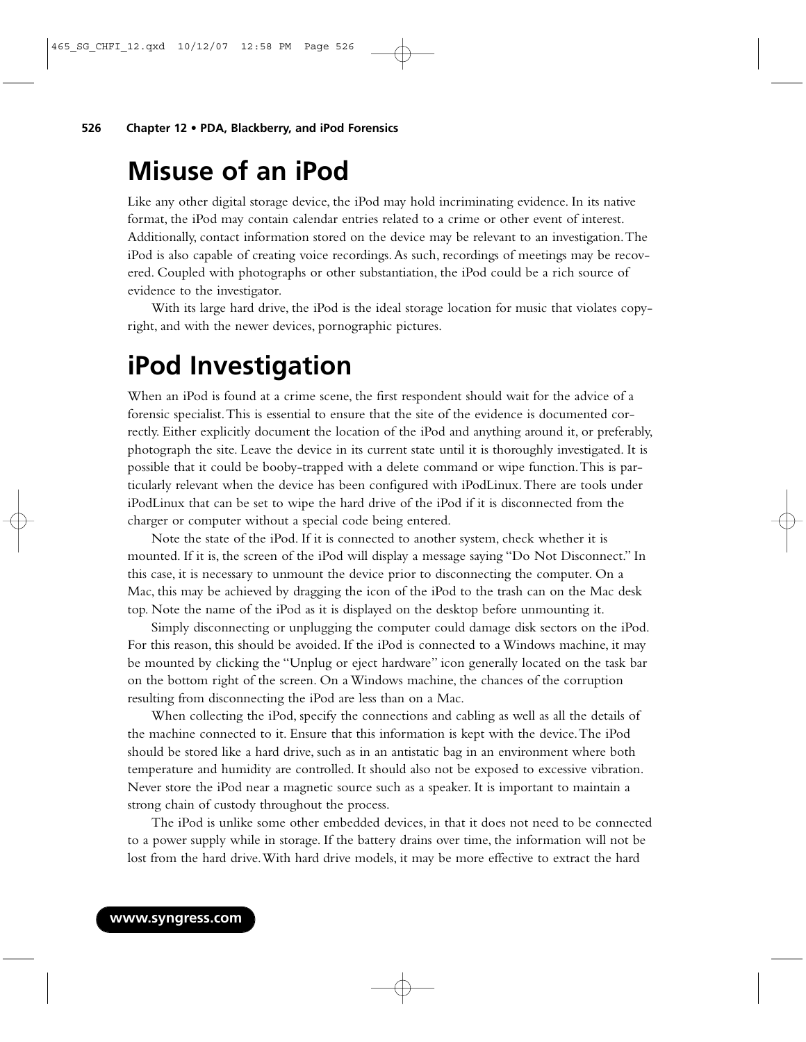## Misuse of an iPod

Like any other digital storage device, the iPod may hold incriminating evidence. In its native format, the iPod may contain calendar entries related to a crime or other event of interest. Additionally, contact information stored on the device may be relevant to an investigation. The iPod is also capable of creating voice recordings. As such, recordings of meetings may be recovered. Coupled with photographs or other substantiation, the iPod could be a rich source of evidence to the investigator.

With its large hard drive, the iPod is the ideal storage location for music that violates copyright, and with the newer devices, pornographic pictures.

## iPod Investigation

When an iPod is found at a crime scene, the first respondent should wait for the advice of a forensic specialist. This is essential to ensure that the site of the evidence is documented correctly. Either explicitly document the location of the iPod and anything around it, or preferably, photograph the site. Leave the device in its current state until it is thoroughly investigated. It is possible that it could be booby-trapped with a delete command or wipe function. This is particularly relevant when the device has been configured with iPodLinux. There are tools under iPodLinux that can be set to wipe the hard drive of the iPod if it is disconnected from the charger or computer without a special code being entered.

Note the state of the iPod. If it is connected to another system, check whether it is mounted. If it is, the screen of the iPod will display a message saying "Do Not Disconnect." In this case, it is necessary to unmount the device prior to disconnecting the computer. On a Mac, this may be achieved by dragging the icon of the iPod to the trash can on the Mac desk top. Note the name of the iPod as it is displayed on the desktop before unmounting it.

Simply disconnecting or unplugging the computer could damage disk sectors on the iPod. For this reason, this should be avoided. If the iPod is connected to a Windows machine, it may be mounted by clicking the "Unplug or eject hardware" icon generally located on the task bar on the bottom right of the screen. On a Windows machine, the chances of the corruption resulting from disconnecting the iPod are less than on a Mac.

When collecting the iPod, specify the connections and cabling as well as all the details of the machine connected to it. Ensure that this information is kept with the device. The iPod should be stored like a hard drive, such as in an antistatic bag in an environment where both temperature and humidity are controlled. It should also not be exposed to excessive vibration. Never store the iPod near a magnetic source such as a speaker. It is important to maintain a strong chain of custody throughout the process.

The iPod is unlike some other embedded devices, in that it does not need to be connected to a power supply while in storage. If the battery drains over time, the information will not be lost from the hard drive. With hard drive models, it may be more effective to extract the hard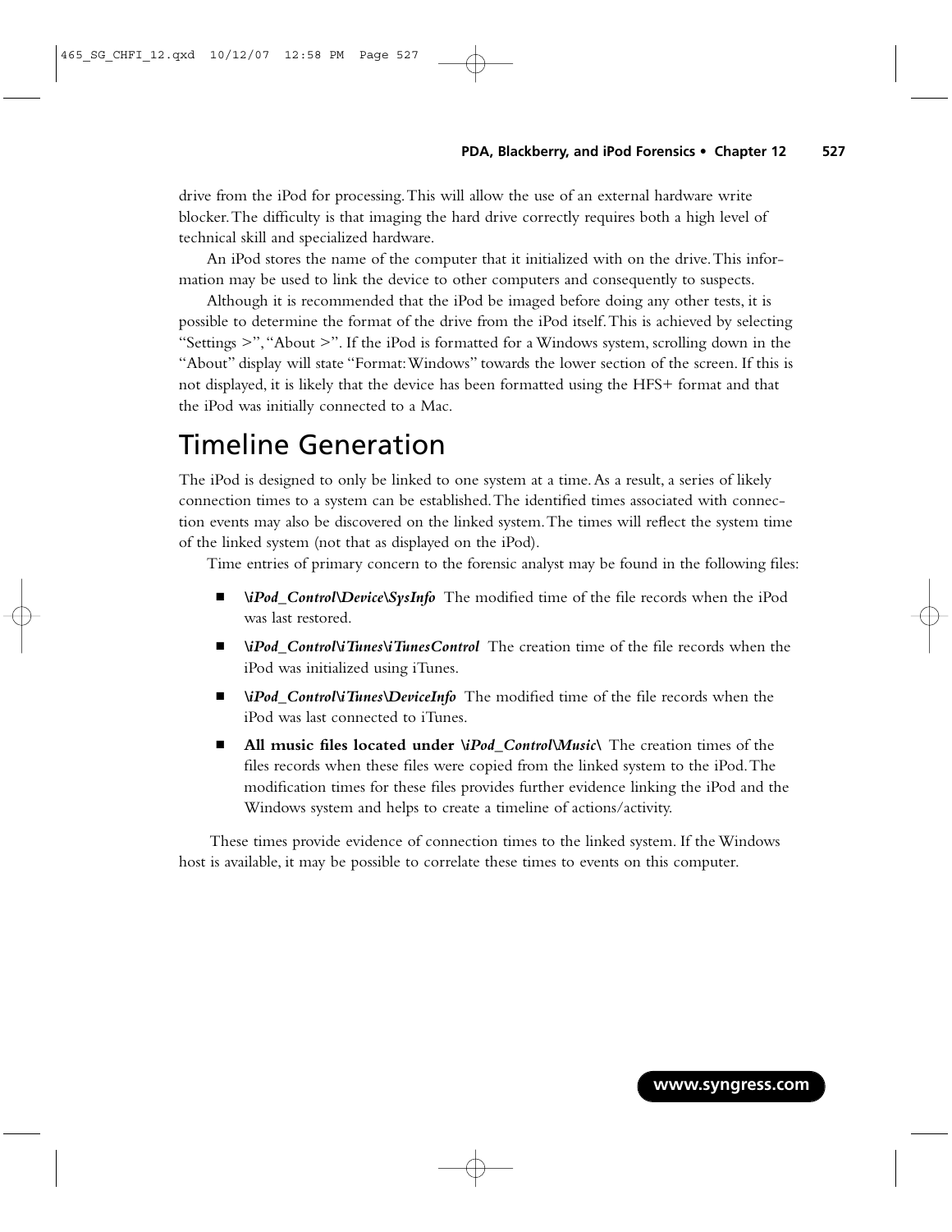drive from the iPod for processing. This will allow the use of an external hardware write blocker. The difficulty is that imaging the hard drive correctly requires both a high level of technical skill and specialized hardware.

An iPod stores the name of the computer that it initialized with on the drive. This information may be used to link the device to other computers and consequently to suspects.

Although it is recommended that the iPod be imaged before doing any other tests, it is possible to determine the format of the drive from the iPod itself. This is achieved by selecting "Settings >", "About >". If the iPod is formatted for a Windows system, scrolling down in the "About" display will state "Format: Windows" towards the lower section of the screen. If this is not displayed, it is likely that the device has been formatted using the HFS+ format and that the iPod was initially connected to a Mac.

# Timeline Generation

The iPod is designed to only be linked to one system at a time. As a result, a series of likely connection times to a system can be established. The identified times associated with connection events may also be discovered on the linked system. The times will reflect the system time of the linked system (not that as displayed on the iPod).

Time entries of primary concern to the forensic analyst may be found in the following files:

- ***\iPod_Control\Device\SysInfo*** The modified time of the file records when the iPod was last restored.
- ***\iPod_Control\iTunes\iTunesControl*** The creation time of the file records when the iPod was initialized using iTunes.
- ***\iPod_Control\iTunes\DeviceInfo*** The modified time of the file records when the iPod was last connected to iTunes.
- **All music files located under *\iPod_Control\Music\*** The creation times of the files records when these files were copied from the linked system to the iPod. The modification times for these files provides further evidence linking the iPod and the Windows system and helps to create a timeline of actions/activity.

These times provide evidence of connection times to the linked system. If the Windows host is available, it may be possible to correlate these times to events on this computer.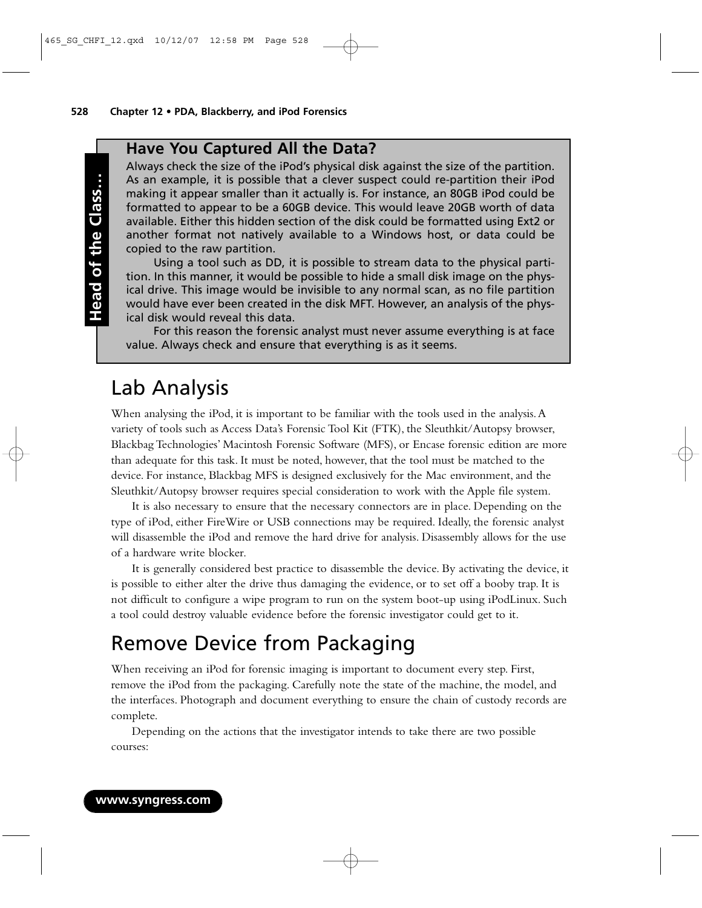**Head of the Class…**

### Have You Captured All the Data?

Always check the size of the iPod's physical disk against the size of the partition. As an example, it is possible that a clever suspect could re-partition their iPod making it appear smaller than it actually is. For instance, an 80GB iPod could be formatted to appear to be a 60GB device. This would leave 20GB worth of data available. Either this hidden section of the disk could be formatted using Ext2 or another format not natively available to a Windows host, or data could be copied to the raw partition.

Using a tool such as DD, it is possible to stream data to the physical partition. In this manner, it would be possible to hide a small disk image on the physical drive. This image would be invisible to any normal scan, as no file partition would have ever been created in the disk MFT. However, an analysis of the physical disk would reveal this data.

For this reason the forensic analyst must never assume everything is at face value. Always check and ensure that everything is as it seems.

# Lab Analysis

When analysing the iPod, it is important to be familiar with the tools used in the analysis. A variety of tools such as Access Data's Forensic Tool Kit (FTK), the Sleuthkit/Autopsy browser, Blackbag Technologies' Macintosh Forensic Software (MFS), or Encase forensic edition are more than adequate for this task. It must be noted, however, that the tool must be matched to the device. For instance, Blackbag MFS is designed exclusively for the Mac environment, and the Sleuthkit/Autopsy browser requires special consideration to work with the Apple file system.

It is also necessary to ensure that the necessary connectors are in place. Depending on the type of iPod, either FireWire or USB connections may be required. Ideally, the forensic analyst will disassemble the iPod and remove the hard drive for analysis. Disassembly allows for the use of a hardware write blocker.

It is generally considered best practice to disassemble the device. By activating the device, it is possible to either alter the drive thus damaging the evidence, or to set off a booby trap. It is not difficult to configure a wipe program to run on the system boot-up using iPodLinux. Such a tool could destroy valuable evidence before the forensic investigator could get to it.

# Remove Device from Packaging

When receiving an iPod for forensic imaging is important to document every step. First, remove the iPod from the packaging. Carefully note the state of the machine, the model, and the interfaces. Photograph and document everything to ensure the chain of custody records are complete.

Depending on the actions that the investigator intends to take there are two possible courses: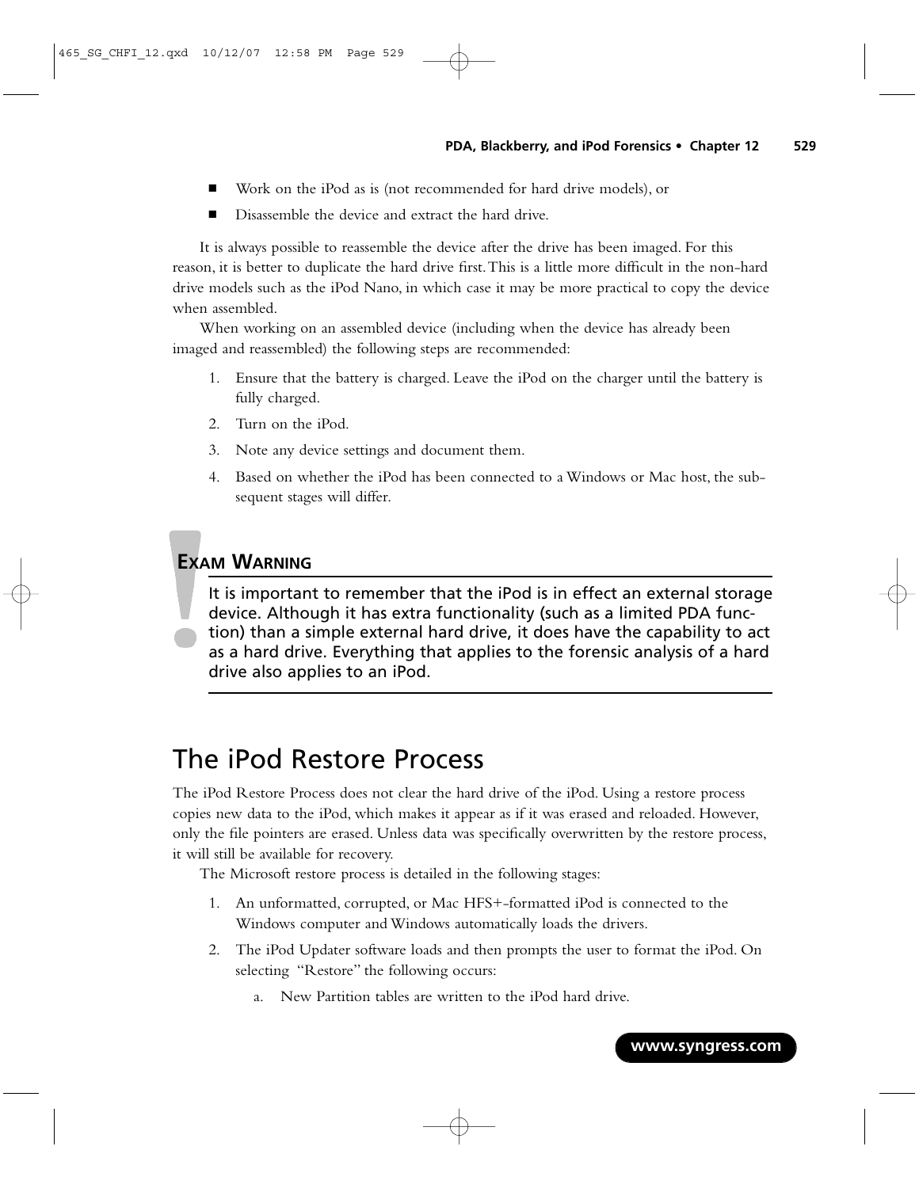- Work on the iPod as is (not recommended for hard drive models), or
- Disassemble the device and extract the hard drive.

It is always possible to reassemble the device after the drive has been imaged. For this reason, it is better to duplicate the hard drive first. This is a little more difficult in the non-hard drive models such as the iPod Nano, in which case it may be more practical to copy the device when assembled.

When working on an assembled device (including when the device has already been imaged and reassembled) the following steps are recommended:

1. Ensure that the battery is charged. Leave the iPod on the charger until the battery is fully charged.
2. Turn on the iPod.
3. Note any device settings and document them.
4. Based on whether the iPod has been connected to a Windows or Mac host, the subsequent stages will differ.

**EXAM WARNING**

It is important to remember that the iPod is in effect an external storage device. Although it has extra functionality (such as a limited PDA function) than a simple external hard drive, it does have the capability to act as a hard drive. Everything that applies to the forensic analysis of a hard drive also applies to an iPod.

# The iPod Restore Process

The iPod Restore Process does not clear the hard drive of the iPod. Using a restore process copies new data to the iPod, which makes it appear as if it was erased and reloaded. However, only the file pointers are erased. Unless data was specifically overwritten by the restore process, it will still be available for recovery.

The Microsoft restore process is detailed in the following stages:

1. An unformatted, corrupted, or Mac HFS+-formatted iPod is connected to the Windows computer and Windows automatically loads the drivers.
2. The iPod Updater software loads and then prompts the user to format the iPod. On selecting "Restore" the following occurs:
    a. New Partition tables are written to the iPod hard drive.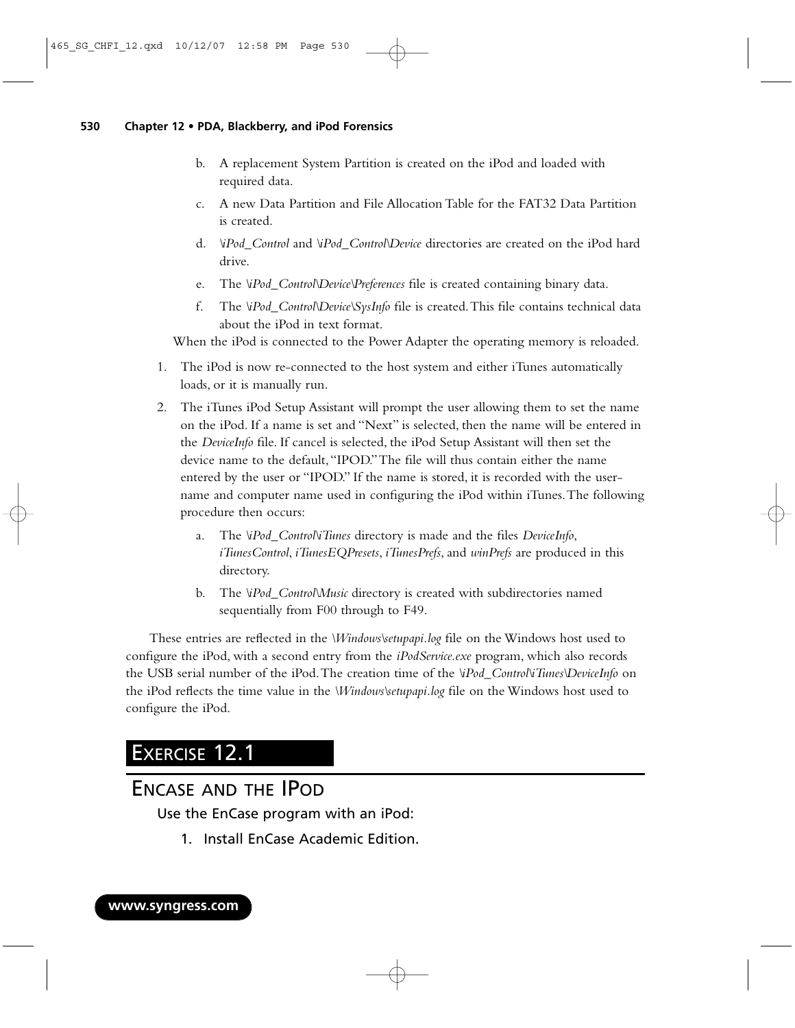b. A replacement System Partition is created on the iPod and loaded with required data.

   c. A new Data Partition and File Allocation Table for the FAT32 Data Partition is created.

   d. *\iPod_Control* and *\iPod_Control\Device* directories are created on the iPod hard drive.

   e. The *\iPod_Control\Device\Preferences* file is created containing binary data.

   f. The *\iPod_Control\Device\SysInfo* file is created. This file contains technical data about the iPod in text format.

When the iPod is connected to the Power Adapter the operating memory is reloaded.

1. The iPod is now re-connected to the host system and either iTunes automatically loads, or it is manually run.
2. The iTunes iPod Setup Assistant will prompt the user allowing them to set the name on the iPod. If a name is set and "Next" is selected, then the name will be entered in the *DeviceInfo* file. If cancel is selected, the iPod Setup Assistant will then set the device name to the default, "IPOD." The file will thus contain either the name entered by the user or "IPOD." If the name is stored, it is recorded with the username and computer name used in configuring the iPod within iTunes. The following procedure then occurs:

   a. The *\iPod_Control\iTunes* directory is made and the files *DeviceInfo*, *iTunesControl*, *iTunesEQPresets*, *iTunesPrefs*, and *winPrefs* are produced in this directory.

   b. The *\iPod_Control\Music* directory is created with subdirectories named sequentially from F00 through to F49.

These entries are reflected in the *\Windows\setupapi.log* file on the Windows host used to configure the iPod, with a second entry from the *iPodService.exe* program, which also records the USB serial number of the iPod. The creation time of the *\iPod_Control\iTunes\DeviceInfo* on the iPod reflects the time value in the *\Windows\setupapi.log* file on the Windows host used to configure the iPod.

## EXERCISE 12.1

## ENCASE AND THE IPOD

Use the EnCase program with an iPod:

1. Install EnCase Academic Edition.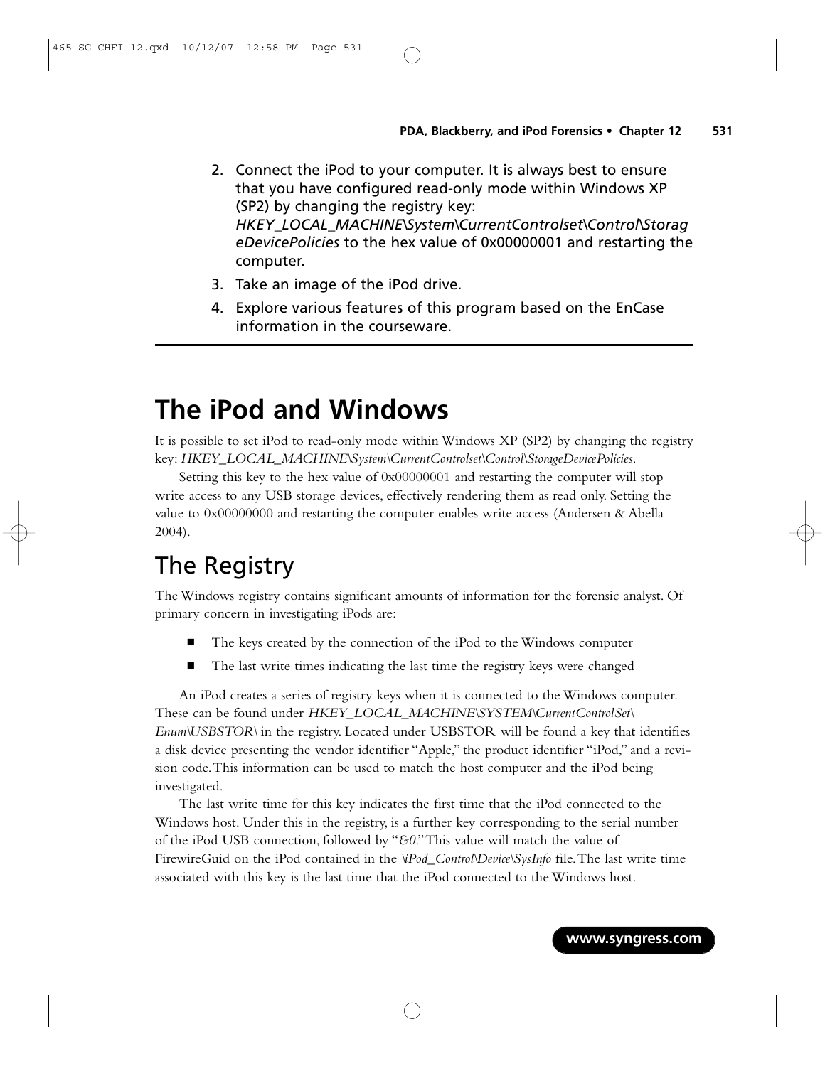2. Connect the iPod to your computer. It is always best to ensure that you have configured read-only mode within Windows XP (SP2) by changing the registry key: *HKEY_LOCAL_MACHINE\System\CurrentControlset\Control\StorageDevicePolicies* to the hex value of 0x00000001 and restarting the computer.
3. Take an image of the iPod drive.
4. Explore various features of this program based on the EnCase information in the courseware.

# The iPod and Windows

It is possible to set iPod to read-only mode within Windows XP (SP2) by changing the registry key: *HKEY_LOCAL_MACHINE\System\CurrentControlset\Control\StorageDevicePolicies*.

Setting this key to the hex value of 0x00000001 and restarting the computer will stop write access to any USB storage devices, effectively rendering them as read only. Setting the value to 0x00000000 and restarting the computer enables write access (Andersen & Abella 2004).

## The Registry

The Windows registry contains significant amounts of information for the forensic analyst. Of primary concern in investigating iPods are:

- The keys created by the connection of the iPod to the Windows computer
- The last write times indicating the last time the registry keys were changed

An iPod creates a series of registry keys when it is connected to the Windows computer. These can be found under *HKEY_LOCAL_MACHINE\SYSTEM\CurrentControlSet\Enum\USBSTOR\* in the registry. Located under USBSTOR will be found a key that identifies a disk device presenting the vendor identifier "Apple," the product identifier "iPod," and a revision code. This information can be used to match the host computer and the iPod being investigated.

The last write time for this key indicates the first time that the iPod connected to the Windows host. Under this in the registry, is a further key corresponding to the serial number of the iPod USB connection, followed by "*&0*." This value will match the value of FirewireGuid on the iPod contained in the *\iPod_Control\Device\SysInfo* file. The last write time associated with this key is the last time that the iPod connected to the Windows host.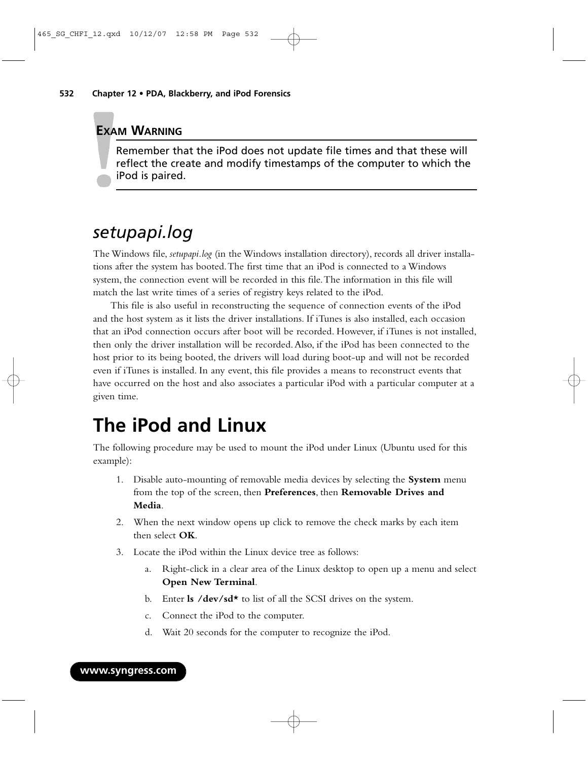**EXAM WARNING**

Remember that the iPod does not update file times and that these will reflect the create and modify timestamps of the computer to which the iPod is paired.

## *setupapi.log*

The Windows file, *setupapi.log* (in the Windows installation directory), records all driver installations after the system has booted. The first time that an iPod is connected to a Windows system, the connection event will be recorded in this file. The information in this file will match the last write times of a series of registry keys related to the iPod.

This file is also useful in reconstructing the sequence of connection events of the iPod and the host system as it lists the driver installations. If iTunes is also installed, each occasion that an iPod connection occurs after boot will be recorded. However, if iTunes is not installed, then only the driver installation will be recorded. Also, if the iPod has been connected to the host prior to its being booted, the drivers will load during boot-up and will not be recorded even if iTunes is installed. In any event, this file provides a means to reconstruct events that have occurred on the host and also associates a particular iPod with a particular computer at a given time.

# The iPod and Linux

The following procedure may be used to mount the iPod under Linux (Ubuntu used for this example):

1. Disable auto-mounting of removable media devices by selecting the **System** menu from the top of the screen, then **Preferences**, then **Removable Drives and Media**.
2. When the next window opens up click to remove the check marks by each item then select **OK**.
3. Locate the iPod within the Linux device tree as follows:
   a. Right-click in a clear area of the Linux desktop to open up a menu and select **Open New Terminal**.
   b. Enter **ls /dev/sd*** to list of all the SCSI drives on the system.
   c. Connect the iPod to the computer.
   d. Wait 20 seconds for the computer to recognize the iPod.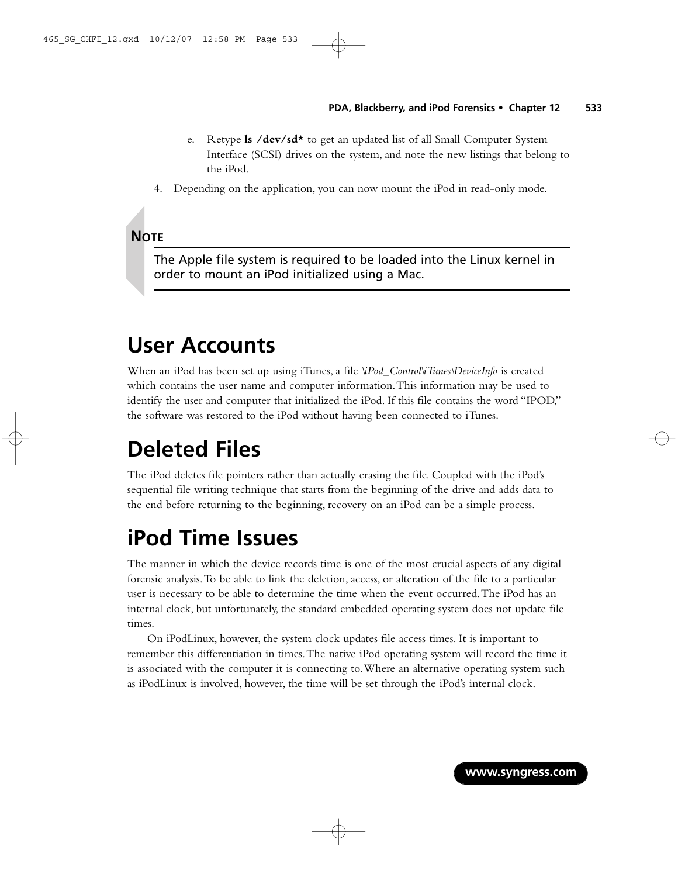e. Retype **ls /dev/sd*** to get an updated list of all Small Computer System Interface (SCSI) drives on the system, and note the new listings that belong to the iPod.

4. Depending on the application, you can now mount the iPod in read-only mode.

**NOTE**

The Apple file system is required to be loaded into the Linux kernel in order to mount an iPod initialized using a Mac.

# User Accounts

When an iPod has been set up using iTunes, a file *\iPod_Control\iTunes\DeviceInfo* is created which contains the user name and computer information. This information may be used to identify the user and computer that initialized the iPod. If this file contains the word "IPOD," the software was restored to the iPod without having been connected to iTunes.

# Deleted Files

The iPod deletes file pointers rather than actually erasing the file. Coupled with the iPod's sequential file writing technique that starts from the beginning of the drive and adds data to the end before returning to the beginning, recovery on an iPod can be a simple process.

# iPod Time Issues

The manner in which the device records time is one of the most crucial aspects of any digital forensic analysis. To be able to link the deletion, access, or alteration of the file to a particular user is necessary to be able to determine the time when the event occurred. The iPod has an internal clock, but unfortunately, the standard embedded operating system does not update file times.

On iPodLinux, however, the system clock updates file access times. It is important to remember this differentiation in times. The native iPod operating system will record the time it is associated with the computer it is connecting to. Where an alternative operating system such as iPodLinux is involved, however, the time will be set through the iPod's internal clock.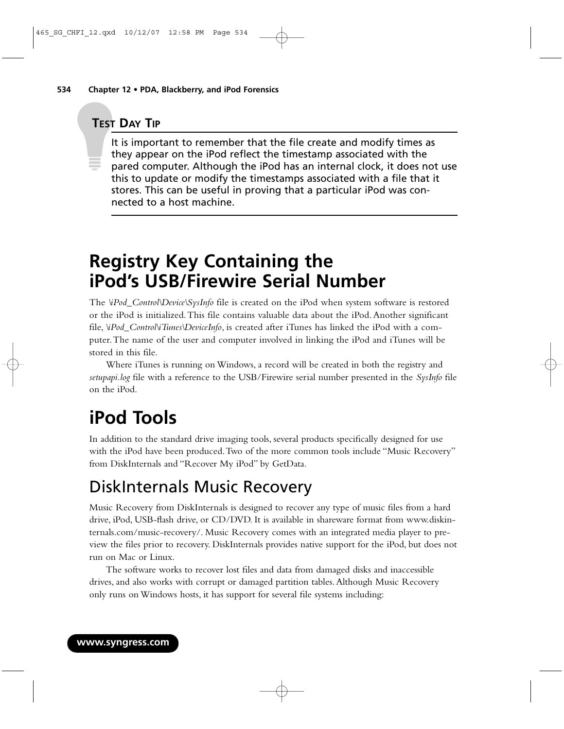**TEST DAY TIP**

It is important to remember that the file create and modify times as they appear on the iPod reflect the timestamp associated with the pared computer. Although the iPod has an internal clock, it does not use this to update or modify the timestamps associated with a file that it stores. This can be useful in proving that a particular iPod was connected to a host machine.

# Registry Key Containing the iPod's USB/Firewire Serial Number

The *\iPod_Control\Device\SysInfo* file is created on the iPod when system software is restored or the iPod is initialized. This file contains valuable data about the iPod. Another significant file, *\iPod_Control\iTunes\DeviceInfo*, is created after iTunes has linked the iPod with a computer. The name of the user and computer involved in linking the iPod and iTunes will be stored in this file.

Where iTunes is running on Windows, a record will be created in both the registry and *setupapi.log* file with a reference to the USB/Firewire serial number presented in the *SysInfo* file on the iPod.

# iPod Tools

In addition to the standard drive imaging tools, several products specifically designed for use with the iPod have been produced. Two of the more common tools include "Music Recovery" from DiskInternals and "Recover My iPod" by GetData.

## DiskInternals Music Recovery

Music Recovery from DiskInternals is designed to recover any type of music files from a hard drive, iPod, USB-flash drive, or CD/DVD. It is available in shareware format from www.diskinternals.com/music-recovery/. Music Recovery comes with an integrated media player to preview the files prior to recovery. DiskInternals provides native support for the iPod, but does not run on Mac or Linux.

The software works to recover lost files and data from damaged disks and inaccessible drives, and also works with corrupt or damaged partition tables. Although Music Recovery only runs on Windows hosts, it has support for several file systems including: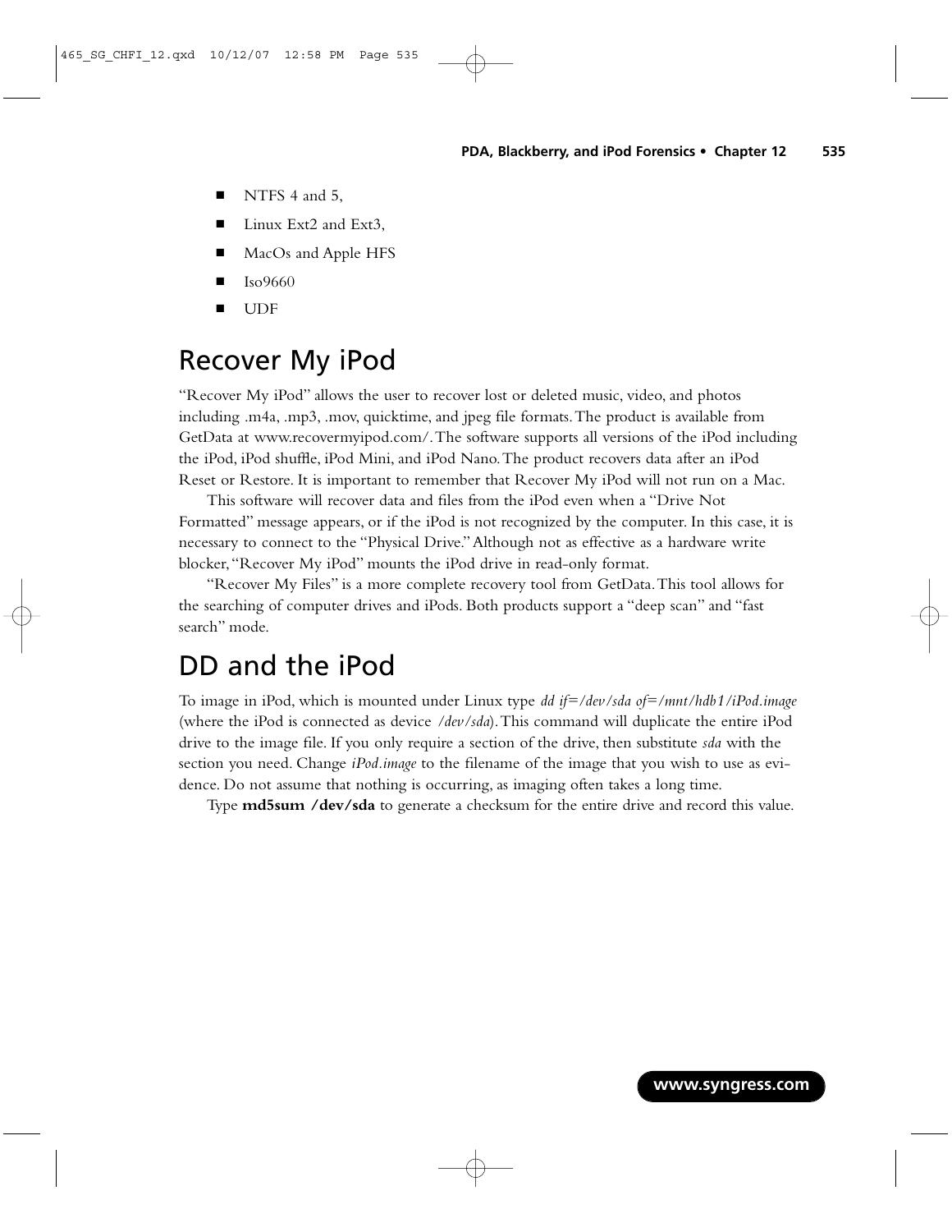- NTFS 4 and 5,
- Linux Ext2 and Ext3,
- MacOs and Apple HFS
- Iso9660
- UDF

## Recover My iPod

"Recover My iPod" allows the user to recover lost or deleted music, video, and photos including .m4a, .mp3, .mov, quicktime, and jpeg file formats. The product is available from GetData at www.recovermyipod.com/. The software supports all versions of the iPod including the iPod, iPod shuffle, iPod Mini, and iPod Nano. The product recovers data after an iPod Reset or Restore. It is important to remember that Recover My iPod will not run on a Mac.

This software will recover data and files from the iPod even when a "Drive Not Formatted" message appears, or if the iPod is not recognized by the computer. In this case, it is necessary to connect to the "Physical Drive." Although not as effective as a hardware write blocker, "Recover My iPod" mounts the iPod drive in read-only format.

"Recover My Files" is a more complete recovery tool from GetData. This tool allows for the searching of computer drives and iPods. Both products support a "deep scan" and "fast search" mode.

## DD and the iPod

To image in iPod, which is mounted under Linux type *dd if=/dev/sda of=/mnt/hdb1/iPod.image* (where the iPod is connected as device */dev/sda*). This command will duplicate the entire iPod drive to the image file. If you only require a section of the drive, then substitute *sda* with the section you need. Change *iPod.image* to the filename of the image that you wish to use as evidence. Do not assume that nothing is occurring, as imaging often takes a long time.

Type **md5sum /dev/sda** to generate a checksum for the entire drive and record this value.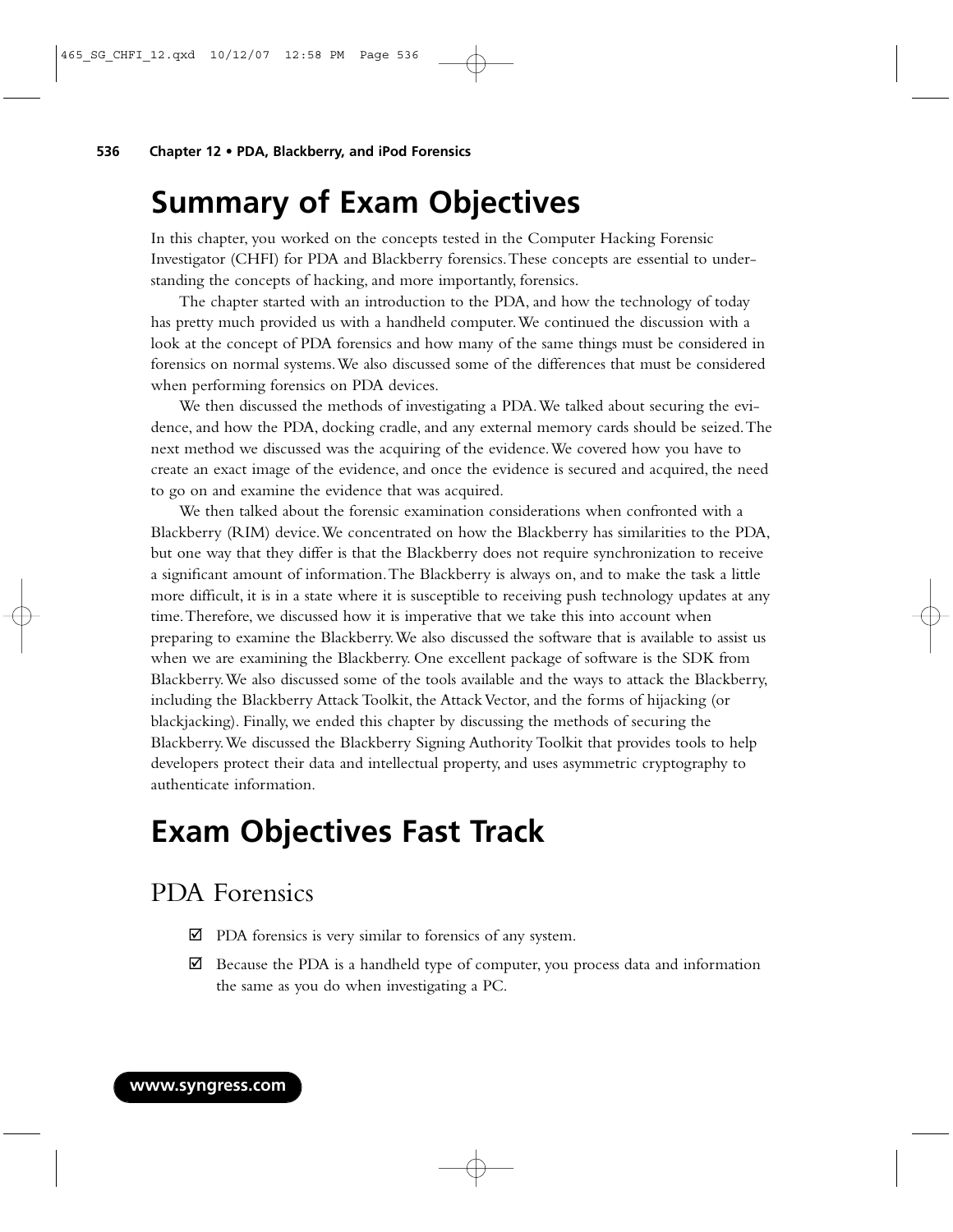# Summary of Exam Objectives

In this chapter, you worked on the concepts tested in the Computer Hacking Forensic Investigator (CHFI) for PDA and Blackberry forensics. These concepts are essential to understanding the concepts of hacking, and more importantly, forensics.

The chapter started with an introduction to the PDA, and how the technology of today has pretty much provided us with a handheld computer. We continued the discussion with a look at the concept of PDA forensics and how many of the same things must be considered in forensics on normal systems. We also discussed some of the differences that must be considered when performing forensics on PDA devices.

We then discussed the methods of investigating a PDA. We talked about securing the evidence, and how the PDA, docking cradle, and any external memory cards should be seized. The next method we discussed was the acquiring of the evidence. We covered how you have to create an exact image of the evidence, and once the evidence is secured and acquired, the need to go on and examine the evidence that was acquired.

We then talked about the forensic examination considerations when confronted with a Blackberry (RIM) device. We concentrated on how the Blackberry has similarities to the PDA, but one way that they differ is that the Blackberry does not require synchronization to receive a significant amount of information. The Blackberry is always on, and to make the task a little more difficult, it is in a state where it is susceptible to receiving push technology updates at any time. Therefore, we discussed how it is imperative that we take this into account when preparing to examine the Blackberry. We also discussed the software that is available to assist us when we are examining the Blackberry. One excellent package of software is the SDK from Blackberry. We also discussed some of the tools available and the ways to attack the Blackberry, including the Blackberry Attack Toolkit, the Attack Vector, and the forms of hijacking (or blackjacking). Finally, we ended this chapter by discussing the methods of securing the Blackberry. We discussed the Blackberry Signing Authority Toolkit that provides tools to help developers protect their data and intellectual property, and uses asymmetric cryptography to authenticate information.

# Exam Objectives Fast Track

## PDA Forensics

☑ PDA forensics is very similar to forensics of any system.

☑ Because the PDA is a handheld type of computer, you process data and information the same as you do when investigating a PC.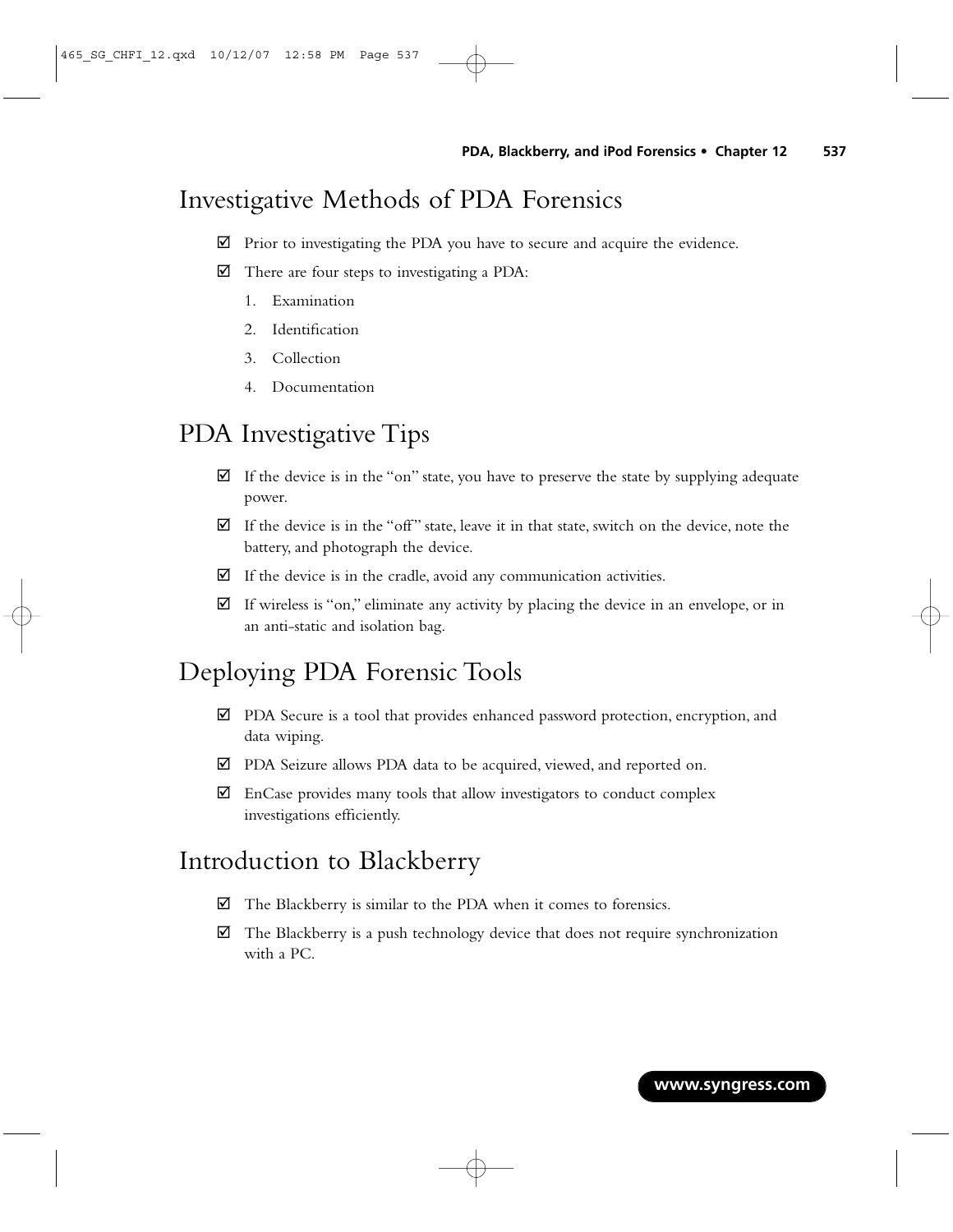## Investigative Methods of PDA Forensics

- ☑ Prior to investigating the PDA you have to secure and acquire the evidence.
- ☑ There are four steps to investigating a PDA:
  1. Examination
  2. Identification
  3. Collection
  4. Documentation

## PDA Investigative Tips

- ☑ If the device is in the "on" state, you have to preserve the state by supplying adequate power.
- ☑ If the device is in the "off" state, leave it in that state, switch on the device, note the battery, and photograph the device.
- ☑ If the device is in the cradle, avoid any communication activities.
- ☑ If wireless is "on," eliminate any activity by placing the device in an envelope, or in an anti-static and isolation bag.

## Deploying PDA Forensic Tools

- ☑ PDA Secure is a tool that provides enhanced password protection, encryption, and data wiping.
- ☑ PDA Seizure allows PDA data to be acquired, viewed, and reported on.
- ☑ EnCase provides many tools that allow investigators to conduct complex investigations efficiently.

## Introduction to Blackberry

- ☑ The Blackberry is similar to the PDA when it comes to forensics.
- ☑ The Blackberry is a push technology device that does not require synchronization with a PC.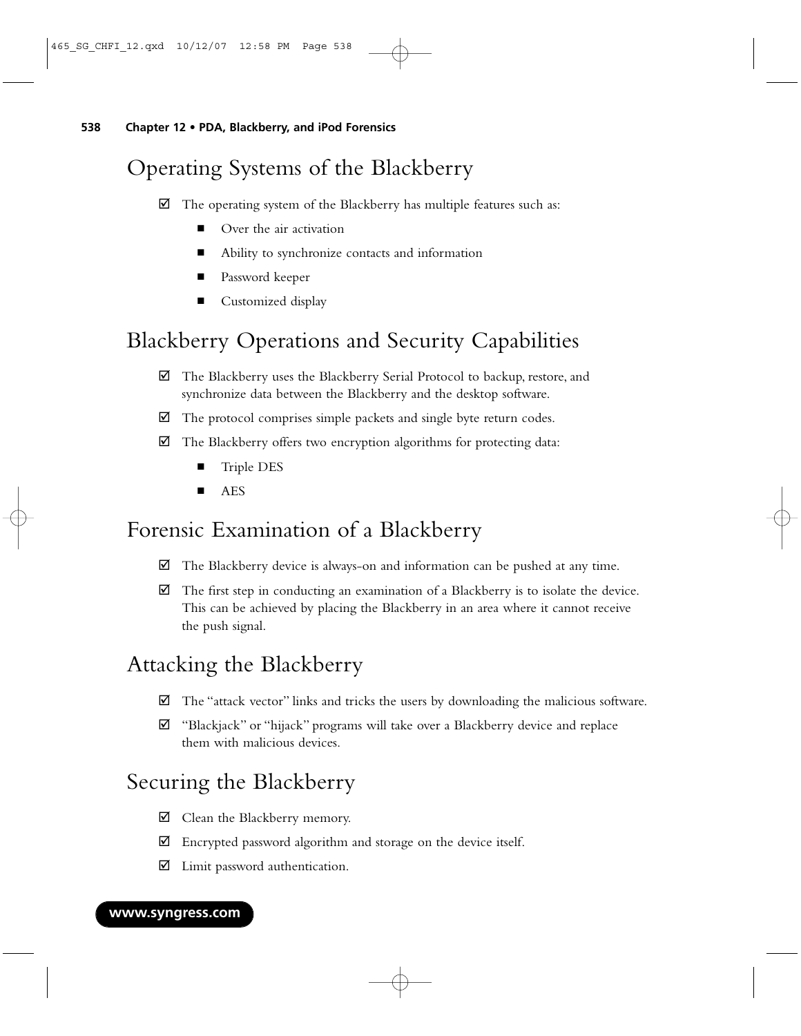## Operating Systems of the Blackberry

- ☑ The operating system of the Blackberry has multiple features such as:
  - Over the air activation
  - Ability to synchronize contacts and information
  - Password keeper
  - Customized display

## Blackberry Operations and Security Capabilities

- ☑ The Blackberry uses the Blackberry Serial Protocol to backup, restore, and synchronize data between the Blackberry and the desktop software.
- ☑ The protocol comprises simple packets and single byte return codes.
- ☑ The Blackberry offers two encryption algorithms for protecting data:
  - Triple DES
  - AES

## Forensic Examination of a Blackberry

- ☑ The Blackberry device is always-on and information can be pushed at any time.
- ☑ The first step in conducting an examination of a Blackberry is to isolate the device. This can be achieved by placing the Blackberry in an area where it cannot receive the push signal.

## Attacking the Blackberry

- ☑ The "attack vector" links and tricks the users by downloading the malicious software.
- ☑ "Blackjack" or "hijack" programs will take over a Blackberry device and replace them with malicious devices.

## Securing the Blackberry

- ☑ Clean the Blackberry memory.
- ☑ Encrypted password algorithm and storage on the device itself.
- ☑ Limit password authentication.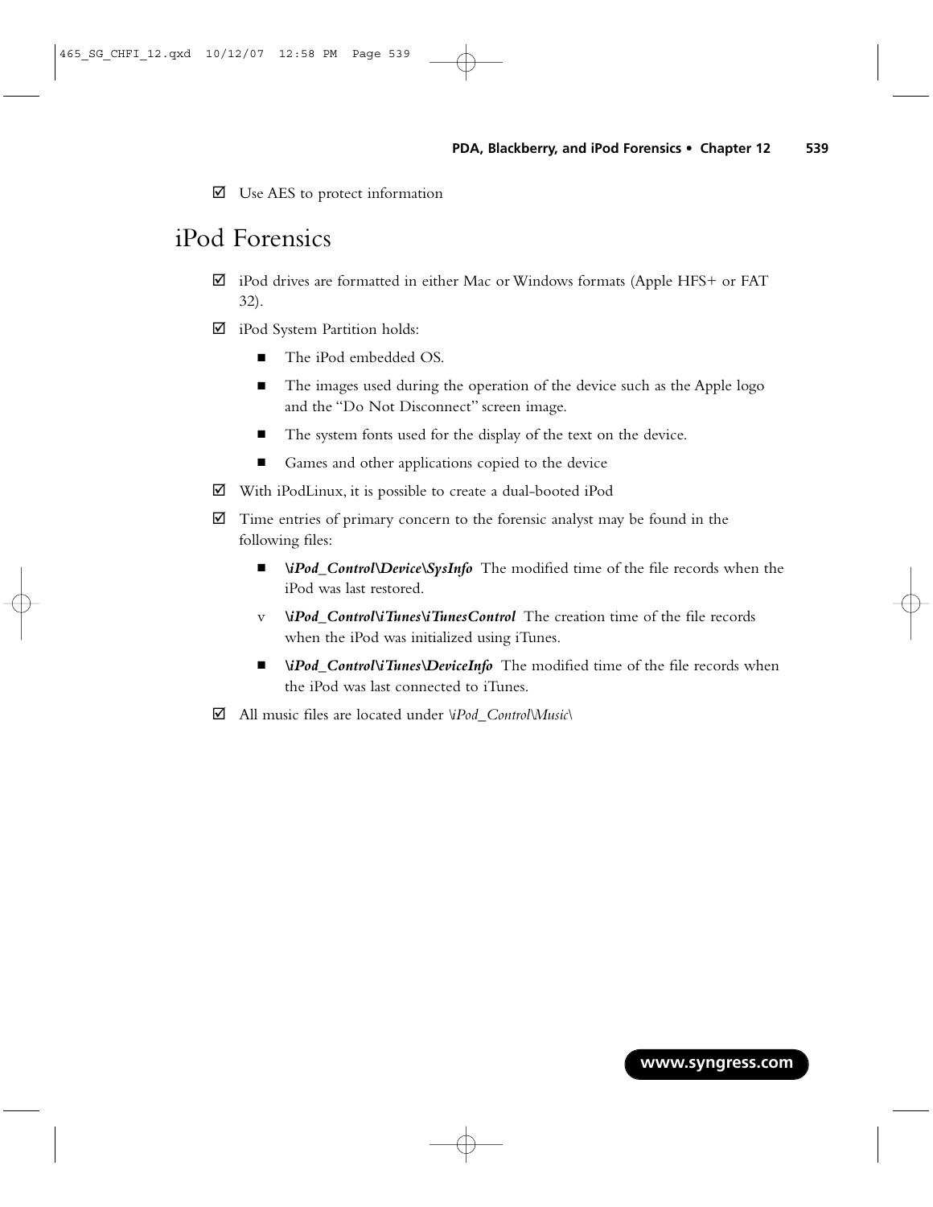☑ Use AES to protect information

## iPod Forensics

☑ iPod drives are formatted in either Mac or Windows formats (Apple HFS+ or FAT 32).

☑ iPod System Partition holds:

- The iPod embedded OS.
- The images used during the operation of the device such as the Apple logo and the "Do Not Disconnect" screen image.
- The system fonts used for the display of the text on the device.
- Games and other applications copied to the device

☑ With iPodLinux, it is possible to create a dual-booted iPod

☑ Time entries of primary concern to the forensic analyst may be found in the following files:

- ***\iPod_Control\Device\SysInfo*** The modified time of the file records when the iPod was last restored.
- ***\iPod_Control\iTunes\iTunesControl*** The creation time of the file records when the iPod was initialized using iTunes.
- ***\iPod_Control\iTunes\DeviceInfo*** The modified time of the file records when the iPod was last connected to iTunes.

☑ All music files are located under *\iPod_Control\Music\*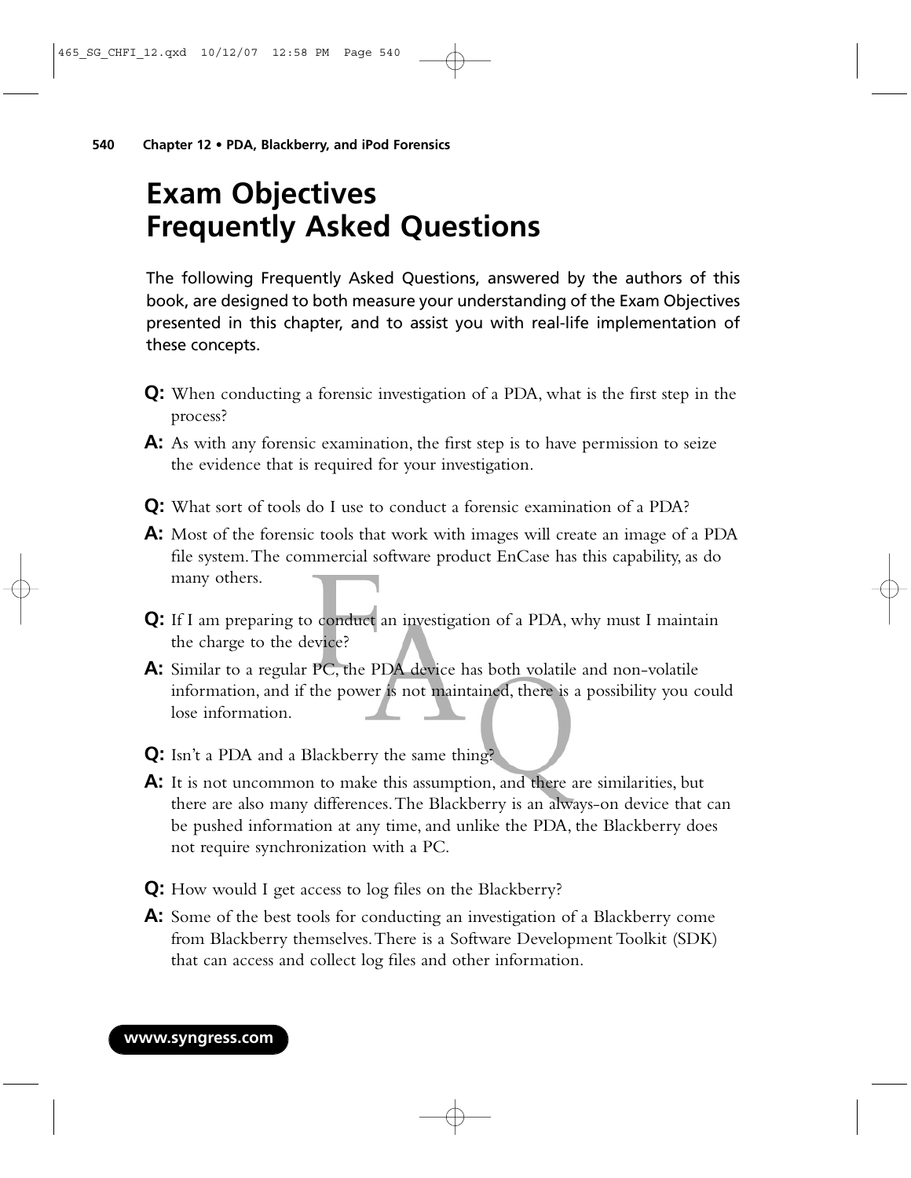# Exam Objectives Frequently Asked Questions

The following Frequently Asked Questions, answered by the authors of this book, are designed to both measure your understanding of the Exam Objectives presented in this chapter, and to assist you with real-life implementation of these concepts.

**Q:** When conducting a forensic investigation of a PDA, what is the first step in the process?

**A:** As with any forensic examination, the first step is to have permission to seize the evidence that is required for your investigation.

**Q:** What sort of tools do I use to conduct a forensic examination of a PDA?

**A:** Most of the forensic tools that work with images will create an image of a PDA file system. The commercial software product EnCase has this capability, as do many others.

**Q:** If I am preparing to conduct an investigation of a PDA, why must I maintain the charge to the device?

**A:** Similar to a regular PC, the PDA device has both volatile and non-volatile information, and if the power is not maintained, there is a possibility you could lose information.

**Q:** Isn't a PDA and a Blackberry the same thing?

**A:** It is not uncommon to make this assumption, and there are similarities, but there are also many differences. The Blackberry is an always-on device that can be pushed information at any time, and unlike the PDA, the Blackberry does not require synchronization with a PC.

**Q:** How would I get access to log files on the Blackberry?

**A:** Some of the best tools for conducting an investigation of a Blackberry come from Blackberry themselves. There is a Software Development Toolkit (SDK) that can access and collect log files and other information.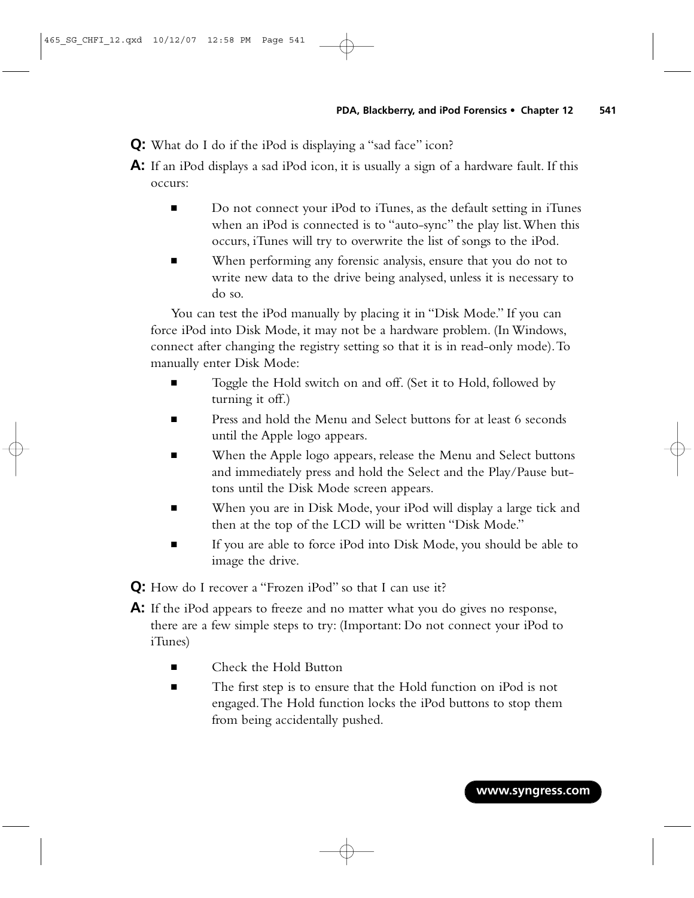**Q:** What do I do if the iPod is displaying a "sad face" icon?

**A:** If an iPod displays a sad iPod icon, it is usually a sign of a hardware fault. If this occurs:

- Do not connect your iPod to iTunes, as the default setting in iTunes when an iPod is connected is to "auto-sync" the play list. When this occurs, iTunes will try to overwrite the list of songs to the iPod.
- When performing any forensic analysis, ensure that you do not to write new data to the drive being analysed, unless it is necessary to do so.

You can test the iPod manually by placing it in "Disk Mode." If you can force iPod into Disk Mode, it may not be a hardware problem. (In Windows, connect after changing the registry setting so that it is in read-only mode). To manually enter Disk Mode:

- Toggle the Hold switch on and off. (Set it to Hold, followed by turning it off.)
- Press and hold the Menu and Select buttons for at least 6 seconds until the Apple logo appears.
- When the Apple logo appears, release the Menu and Select buttons and immediately press and hold the Select and the Play/Pause buttons until the Disk Mode screen appears.
- When you are in Disk Mode, your iPod will display a large tick and then at the top of the LCD will be written "Disk Mode."
- If you are able to force iPod into Disk Mode, you should be able to image the drive.

**Q:** How do I recover a "Frozen iPod" so that I can use it?

**A:** If the iPod appears to freeze and no matter what you do gives no response, there are a few simple steps to try: (Important: Do not connect your iPod to iTunes)

- Check the Hold Button
- The first step is to ensure that the Hold function on iPod is not engaged. The Hold function locks the iPod buttons to stop them from being accidentally pushed.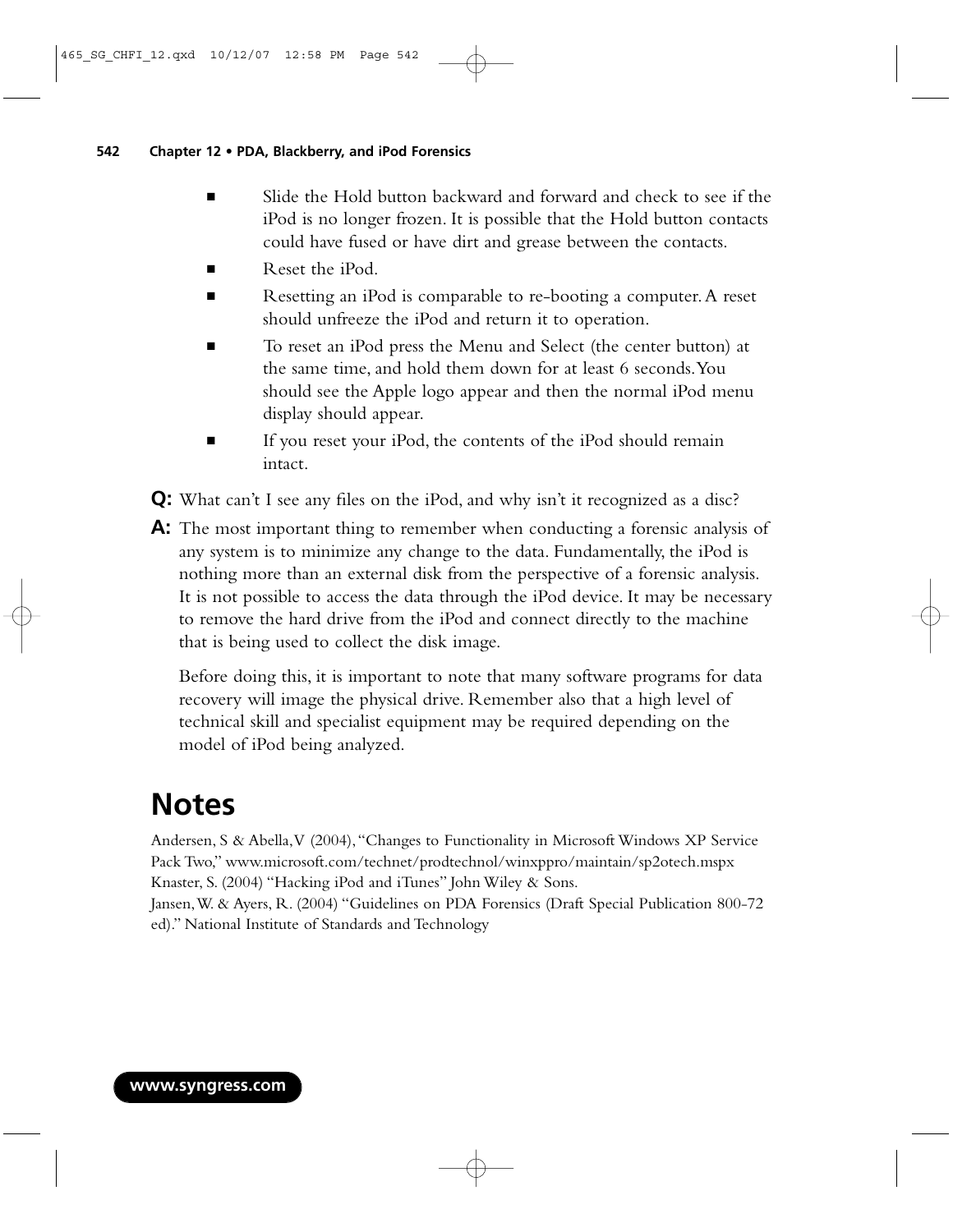- Slide the Hold button backward and forward and check to see if the iPod is no longer frozen. It is possible that the Hold button contacts could have fused or have dirt and grease between the contacts.
- Reset the iPod.
- Resetting an iPod is comparable to re-booting a computer. A reset should unfreeze the iPod and return it to operation.
- To reset an iPod press the Menu and Select (the center button) at the same time, and hold them down for at least 6 seconds. You should see the Apple logo appear and then the normal iPod menu display should appear.
- If you reset your iPod, the contents of the iPod should remain intact.

**Q:** What can't I see any files on the iPod, and why isn't it recognized as a disc?

**A:** The most important thing to remember when conducting a forensic analysis of any system is to minimize any change to the data. Fundamentally, the iPod is nothing more than an external disk from the perspective of a forensic analysis. It is not possible to access the data through the iPod device. It may be necessary to remove the hard drive from the iPod and connect directly to the machine that is being used to collect the disk image.

Before doing this, it is important to note that many software programs for data recovery will image the physical drive. Remember also that a high level of technical skill and specialist equipment may be required depending on the model of iPod being analyzed.

# Notes

Andersen, S & Abella, V (2004), "Changes to Functionality in Microsoft Windows XP Service Pack Two," www.microsoft.com/technet/prodtechnol/winxppro/maintain/sp2otech.mspx

Knaster, S. (2004) "Hacking iPod and iTunes" John Wiley & Sons.

Jansen, W. & Ayers, R. (2004) "Guidelines on PDA Forensics (Draft Special Publication 800-72 ed)." National Institute of Standards and Technology